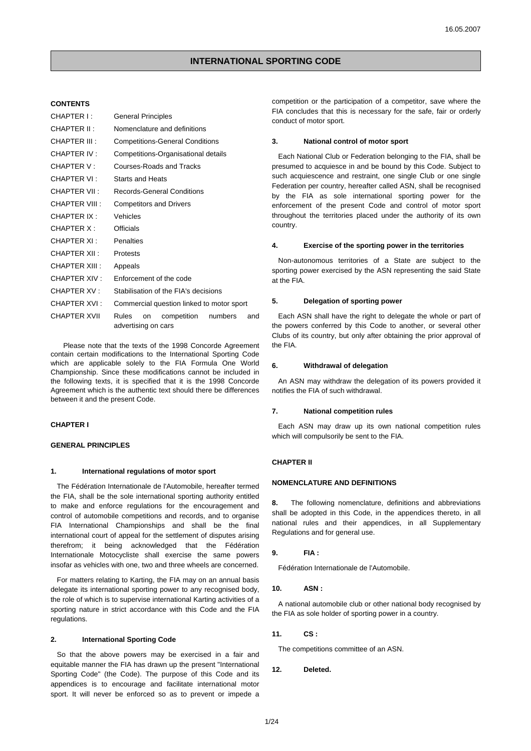# INTERNATIONAL SPORTING CODE

**CONTENTS**

| | |
|---|---|
| CHAPTER I : | General Principles |
| CHAPTER II : | Nomenclature and definitions |
| CHAPTER III : | Competitions-General Conditions |
| CHAPTER IV : | Competitions-Organisational details |
| CHAPTER V : | Courses-Roads and Tracks |
| CHAPTER VI : | Starts and Heats |
| CHAPTER VII : | Records-General Conditions |
| CHAPTER VIII : | Competitors and Drivers |
| CHAPTER IX : | Vehicles |
| CHAPTER X : | Officials |
| CHAPTER XI : | Penalties |
| CHAPTER XII : | Protests |
| CHAPTER XIII : | Appeals |
| CHAPTER XIV : | Enforcement of the code |
| CHAPTER XV : | Stabilisation of the FIA's decisions |
| CHAPTER XVI : | Commercial question linked to motor sport |
| CHAPTER XVII | Rules on competition numbers and advertising on cars |

Please note that the texts of the 1998 Concorde Agreement contain certain modifications to the International Sporting Code which are applicable solely to the FIA Formula One World Championship. Since these modifications cannot be included in the following texts, it is specified that it is the 1998 Concorde Agreement which is the authentic text should there be differences between it and the present Code.

## CHAPTER I

## GENERAL PRINCIPLES

### 1. International regulations of motor sport

The Fédération Internationale de l'Automobile, hereafter termed the FIA, shall be the sole international sporting authority entitled to make and enforce regulations for the encouragement and control of automobile competitions and records, and to organise FIA International Championships and shall be the final international court of appeal for the settlement of disputes arising therefrom; it being acknowledged that the Fédération Internationale Motocycliste shall exercise the same powers insofar as vehicles with one, two and three wheels are concerned.

For matters relating to Karting, the FIA may on an annual basis delegate its international sporting power to any recognised body, the role of which is to supervise international Karting activities of a sporting nature in strict accordance with this Code and the FIA regulations.

### 2. International Sporting Code

So that the above powers may be exercised in a fair and equitable manner the FIA has drawn up the present "International Sporting Code" (the Code). The purpose of this Code and its appendices is to encourage and facilitate international motor sport. It will never be enforced so as to prevent or impede a competition or the participation of a competitor, save where the FIA concludes that this is necessary for the safe, fair or orderly conduct of motor sport.

### 3. National control of motor sport

Each National Club or Federation belonging to the FIA, shall be presumed to acquiesce in and be bound by this Code. Subject to such acquiescence and restraint, one single Club or one single Federation per country, hereafter called ASN, shall be recognised by the FIA as sole international sporting power for the enforcement of the present Code and control of motor sport throughout the territories placed under the authority of its own country.

### 4. Exercise of the sporting power in the territories

Non-autonomous territories of a State are subject to the sporting power exercised by the ASN representing the said State at the FIA.

### 5. Delegation of sporting power

Each ASN shall have the right to delegate the whole or part of the powers conferred by this Code to another, or several other Clubs of its country, but only after obtaining the prior approval of the FIA.

### 6. Withdrawal of delegation

An ASN may withdraw the delegation of its powers provided it notifies the FIA of such withdrawal.

### 7. National competition rules

Each ASN may draw up its own national competition rules which will compulsorily be sent to the FIA.

## CHAPTER II

## NOMENCLATURE AND DEFINITIONS

**8.** The following nomenclature, definitions and abbreviations shall be adopted in this Code, in the appendices thereto, in all national rules and their appendices, in all Supplementary Regulations and for general use.

### 9. FIA :

Fédération Internationale de l'Automobile.

### 10. ASN :

A national automobile club or other national body recognised by the FIA as sole holder of sporting power in a country.

### 11. CS :

The competitions committee of an ASN.

### 12. Deleted.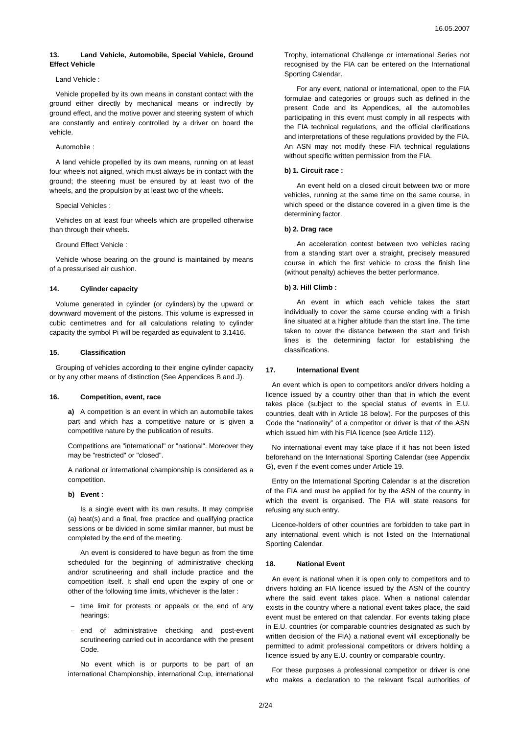## 13. Land Vehicle, Automobile, Special Vehicle, Ground Effect Vehicle

Land Vehicle :

Vehicle propelled by its own means in constant contact with the ground either directly by mechanical means or indirectly by ground effect, and the motive power and steering system of which are constantly and entirely controlled by a driver on board the vehicle.

Automobile :

A land vehicle propelled by its own means, running on at least four wheels not aligned, which must always be in contact with the ground; the steering must be ensured by at least two of the wheels, and the propulsion by at least two of the wheels.

Special Vehicles :

Vehicles on at least four wheels which are propelled otherwise than through their wheels.

Ground Effect Vehicle :

Vehicle whose bearing on the ground is maintained by means of a pressurised air cushion.

## 14. Cylinder capacity

Volume generated in cylinder (or cylinders) by the upward or downward movement of the pistons. This volume is expressed in cubic centimetres and for all calculations relating to cylinder capacity the symbol Pi will be regarded as equivalent to 3.1416.

## 15. Classification

Grouping of vehicles according to their engine cylinder capacity or by any other means of distinction (See Appendices B and J).

## 16. Competition, event, race

**a)** A competition is an event in which an automobile takes part and which has a competitive nature or is given a competitive nature by the publication of results.

Competitions are "international" or "national". Moreover they may be "restricted" or "closed".

A national or international championship is considered as a competition.

**b) Event :**

Is a single event with its own results. It may comprise (a) heat(s) and a final, free practice and qualifying practice sessions or be divided in some similar manner, but must be completed by the end of the meeting.

An event is considered to have begun as from the time scheduled for the beginning of administrative checking and/or scrutineering and shall include practice and the competition itself. It shall end upon the expiry of one or other of the following time limits, whichever is the later :

- time limit for protests or appeals or the end of any hearings;
- end of administrative checking and post-event scrutineering carried out in accordance with the present Code.

No event which is or purports to be part of an international Championship, international Cup, international Trophy, international Challenge or international Series not recognised by the FIA can be entered on the International Sporting Calendar.

For any event, national or international, open to the FIA formulae and categories or groups such as defined in the present Code and its Appendices, all the automobiles participating in this event must comply in all respects with the FIA technical regulations, and the official clarifications and interpretations of these regulations provided by the FIA. An ASN may not modify these FIA technical regulations without specific written permission from the FIA.

**b) 1. Circuit race :**

An event held on a closed circuit between two or more vehicles, running at the same time on the same course, in which speed or the distance covered in a given time is the determining factor.

**b) 2. Drag race**

An acceleration contest between two vehicles racing from a standing start over a straight, precisely measured course in which the first vehicle to cross the finish line (without penalty) achieves the better performance.

**b) 3. Hill Climb :**

An event in which each vehicle takes the start individually to cover the same course ending with a finish line situated at a higher altitude than the start line. The time taken to cover the distance between the start and finish lines is the determining factor for establishing the classifications.

## 17. International Event

An event which is open to competitors and/or drivers holding a licence issued by a country other than that in which the event takes place (subject to the special status of events in E.U. countries, dealt with in Article 18 below). For the purposes of this Code the "nationality" of a competitor or driver is that of the ASN which issued him with his FIA licence (see Article 112).

No international event may take place if it has not been listed beforehand on the International Sporting Calendar (see Appendix G), even if the event comes under Article 19.

Entry on the International Sporting Calendar is at the discretion of the FIA and must be applied for by the ASN of the country in which the event is organised. The FIA will state reasons for refusing any such entry.

Licence-holders of other countries are forbidden to take part in any international event which is not listed on the International Sporting Calendar.

## 18. National Event

An event is national when it is open only to competitors and to drivers holding an FIA licence issued by the ASN of the country where the said event takes place. When a national calendar exists in the country where a national event takes place, the said event must be entered on that calendar. For events taking place in E.U. countries (or comparable countries designated as such by written decision of the FIA) a national event will exceptionally be permitted to admit professional competitors or drivers holding a licence issued by any E.U. country or comparable country.

For these purposes a professional competitor or driver is one who makes a declaration to the relevant fiscal authorities of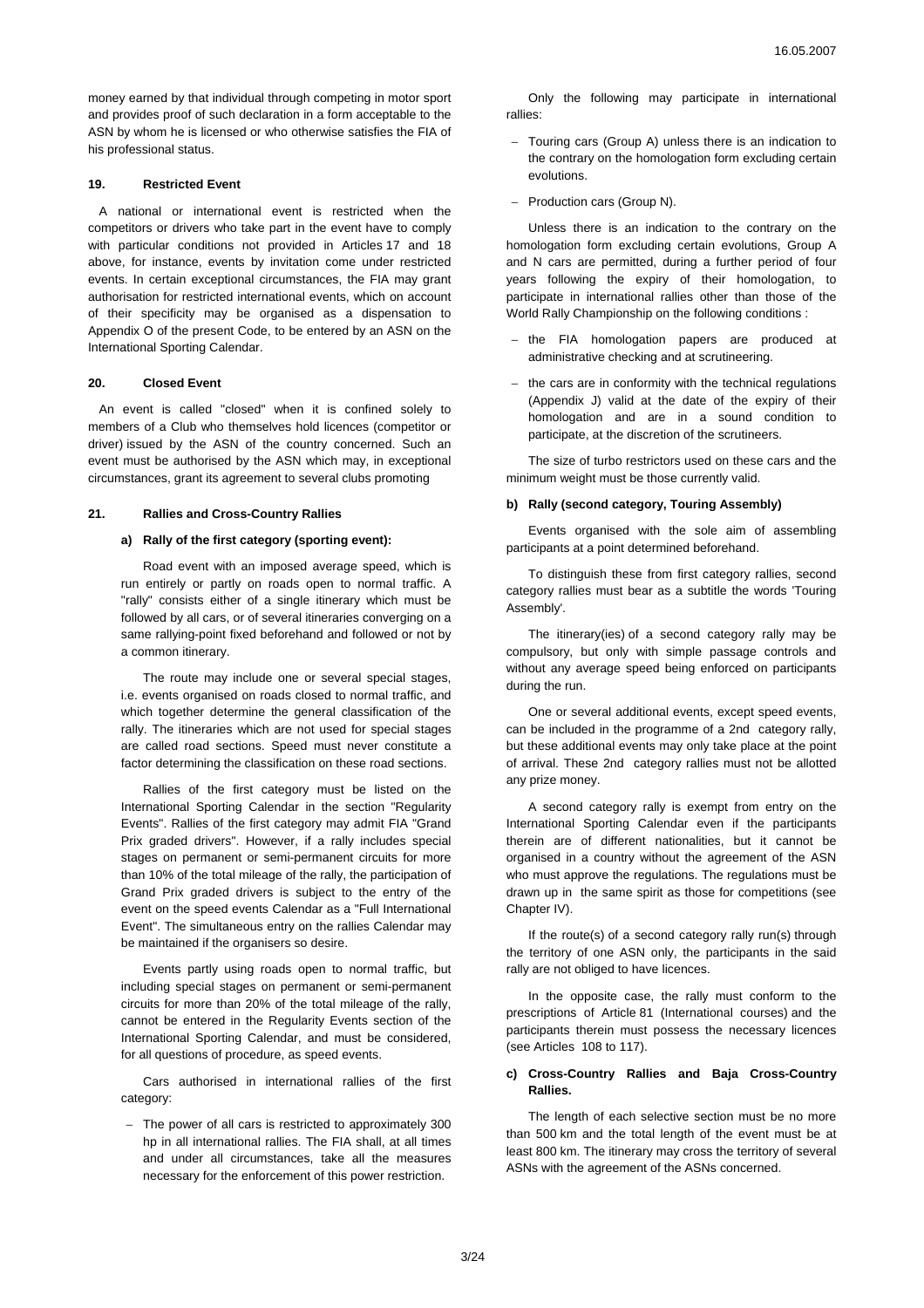money earned by that individual through competing in motor sport and provides proof of such declaration in a form acceptable to the ASN by whom he is licensed or who otherwise satisfies the FIA of his professional status.

#### 19. Restricted Event

A national or international event is restricted when the competitors or drivers who take part in the event have to comply with particular conditions not provided in Articles 17 and 18 above, for instance, events by invitation come under restricted events. In certain exceptional circumstances, the FIA may grant authorisation for restricted international events, which on account of their specificity may be organised as a dispensation to Appendix O of the present Code, to be entered by an ASN on the International Sporting Calendar.

#### 20. Closed Event

An event is called "closed" when it is confined solely to members of a Club who themselves hold licences (competitor or driver) issued by the ASN of the country concerned. Such an event must be authorised by the ASN which may, in exceptional circumstances, grant its agreement to several clubs promoting

#### 21. Rallies and Cross-Country Rallies

**a) Rally of the first category (sporting event):**

Road event with an imposed average speed, which is run entirely or partly on roads open to normal traffic. A "rally" consists either of a single itinerary which must be followed by all cars, or of several itineraries converging on a same rallying-point fixed beforehand and followed or not by a common itinerary.

The route may include one or several special stages, i.e. events organised on roads closed to normal traffic, and which together determine the general classification of the rally. The itineraries which are not used for special stages are called road sections. Speed must never constitute a factor determining the classification on these road sections.

Rallies of the first category must be listed on the International Sporting Calendar in the section "Regularity Events". Rallies of the first category may admit FIA "Grand Prix graded drivers". However, if a rally includes special stages on permanent or semi-permanent circuits for more than 10% of the total mileage of the rally, the participation of Grand Prix graded drivers is subject to the entry of the event on the speed events Calendar as a "Full International Event". The simultaneous entry on the rallies Calendar may be maintained if the organisers so desire.

Events partly using roads open to normal traffic, but including special stages on permanent or semi-permanent circuits for more than 20% of the total mileage of the rally, cannot be entered in the Regularity Events section of the International Sporting Calendar, and must be considered, for all questions of procedure, as speed events.

Cars authorised in international rallies of the first category:

- The power of all cars is restricted to approximately 300 hp in all international rallies. The FIA shall, at all times and under all circumstances, take all the measures necessary for the enforcement of this power restriction.

Only the following may participate in international rallies:

- Touring cars (Group A) unless there is an indication to the contrary on the homologation form excluding certain evolutions.
- Production cars (Group N).

Unless there is an indication to the contrary on the homologation form excluding certain evolutions, Group A and N cars are permitted, during a further period of four years following the expiry of their homologation, to participate in international rallies other than those of the World Rally Championship on the following conditions :

- the FIA homologation papers are produced at administrative checking and at scrutineering.
- the cars are in conformity with the technical regulations (Appendix J) valid at the date of the expiry of their homologation and are in a sound condition to participate, at the discretion of the scrutineers.

The size of turbo restrictors used on these cars and the minimum weight must be those currently valid.

**b) Rally (second category, Touring Assembly)**

Events organised with the sole aim of assembling participants at a point determined beforehand.

To distinguish these from first category rallies, second category rallies must bear as a subtitle the words 'Touring Assembly'.

The itinerary(ies) of a second category rally may be compulsory, but only with simple passage controls and without any average speed being enforced on participants during the run.

One or several additional events, except speed events, can be included in the programme of a 2nd category rally, but these additional events may only take place at the point of arrival. These 2nd category rallies must not be allotted any prize money.

A second category rally is exempt from entry on the International Sporting Calendar even if the participants therein are of different nationalities, but it cannot be organised in a country without the agreement of the ASN who must approve the regulations. The regulations must be drawn up in the same spirit as those for competitions (see Chapter IV).

If the route(s) of a second category rally run(s) through the territory of one ASN only, the participants in the said rally are not obliged to have licences.

In the opposite case, the rally must conform to the prescriptions of Article 81 (International courses) and the participants therein must possess the necessary licences (see Articles 108 to 117).

**c) Cross-Country Rallies and Baja Cross-Country Rallies.**

The length of each selective section must be no more than 500 km and the total length of the event must be at least 800 km. The itinerary may cross the territory of several ASNs with the agreement of the ASNs concerned.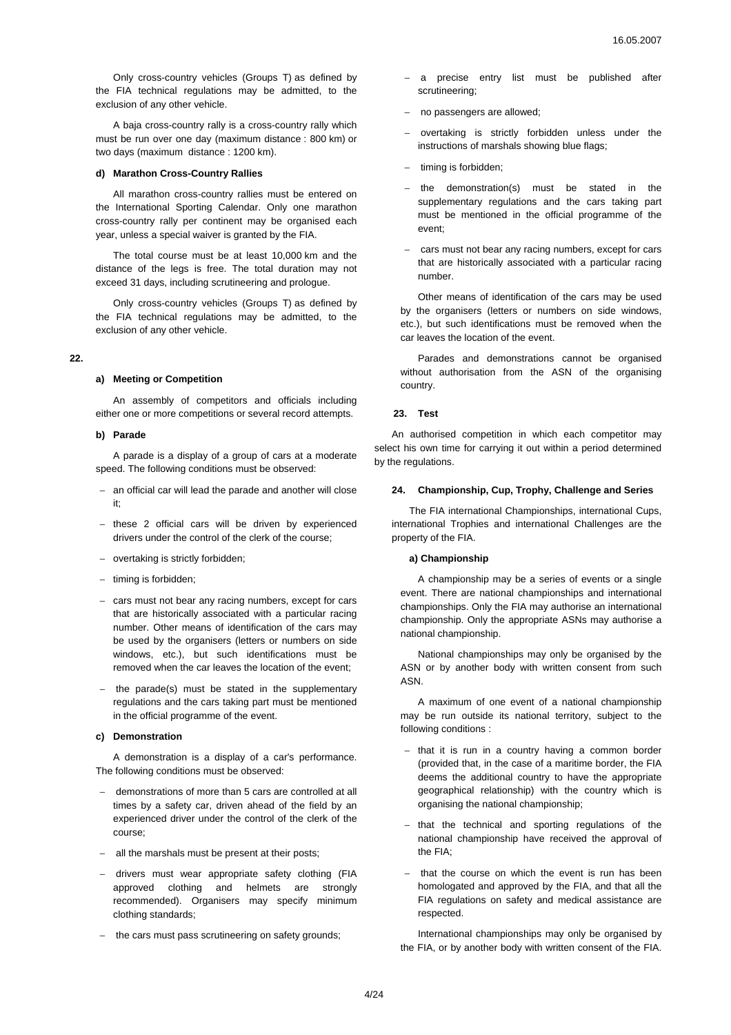Only cross-country vehicles (Groups T) as defined by the FIA technical regulations may be admitted, to the exclusion of any other vehicle.

A baja cross-country rally is a cross-country rally which must be run over one day (maximum distance : 800 km) or two days (maximum distance : 1200 km).

#### d) Marathon Cross-Country Rallies

All marathon cross-country rallies must be entered on the International Sporting Calendar. Only one marathon cross-country rally per continent may be organised each year, unless a special waiver is granted by the FIA.

The total course must be at least 10,000 km and the distance of the legs is free. The total duration may not exceed 31 days, including scrutineering and prologue.

Only cross-country vehicles (Groups T) as defined by the FIA technical regulations may be admitted, to the exclusion of any other vehicle.

### 22.

#### a) Meeting or Competition

An assembly of competitors and officials including either one or more competitions or several record attempts.

#### b) Parade

A parade is a display of a group of cars at a moderate speed. The following conditions must be observed:

- an official car will lead the parade and another will close it;
- these 2 official cars will be driven by experienced drivers under the control of the clerk of the course;
- overtaking is strictly forbidden;
- timing is forbidden;
- cars must not bear any racing numbers, except for cars that are historically associated with a particular racing number. Other means of identification of the cars may be used by the organisers (letters or numbers on side windows, etc.), but such identifications must be removed when the car leaves the location of the event;
- the parade(s) must be stated in the supplementary regulations and the cars taking part must be mentioned in the official programme of the event.

#### c) Demonstration

A demonstration is a display of a car's performance. The following conditions must be observed:

- demonstrations of more than 5 cars are controlled at all times by a safety car, driven ahead of the field by an experienced driver under the control of the clerk of the course;
- all the marshals must be present at their posts;
- drivers must wear appropriate safety clothing (FIA approved clothing and helmets are strongly recommended). Organisers may specify minimum clothing standards;
- the cars must pass scrutineering on safety grounds;
- a precise entry list must be published after scrutineering;
- no passengers are allowed;
- overtaking is strictly forbidden unless under the instructions of marshals showing blue flags;
- timing is forbidden;
- the demonstration(s) must be stated in the supplementary regulations and the cars taking part must be mentioned in the official programme of the event;
- cars must not bear any racing numbers, except for cars that are historically associated with a particular racing number.

Other means of identification of the cars may be used by the organisers (letters or numbers on side windows, etc.), but such identifications must be removed when the car leaves the location of the event.

Parades and demonstrations cannot be organised without authorisation from the ASN of the organising country.

### 23. Test

An authorised competition in which each competitor may select his own time for carrying it out within a period determined by the regulations.

### 24. Championship, Cup, Trophy, Challenge and Series

The FIA international Championships, international Cups, international Trophies and international Challenges are the property of the FIA.

#### a) Championship

A championship may be a series of events or a single event. There are national championships and international championships. Only the FIA may authorise an international championship. Only the appropriate ASNs may authorise a national championship.

National championships may only be organised by the ASN or by another body with written consent from such ASN.

A maximum of one event of a national championship may be run outside its national territory, subject to the following conditions :

- that it is run in a country having a common border (provided that, in the case of a maritime border, the FIA deems the additional country to have the appropriate geographical relationship) with the country which is organising the national championship;
- that the technical and sporting regulations of the national championship have received the approval of the FIA;
- that the course on which the event is run has been homologated and approved by the FIA, and that all the FIA regulations on safety and medical assistance are respected.

International championships may only be organised by the FIA, or by another body with written consent of the FIA.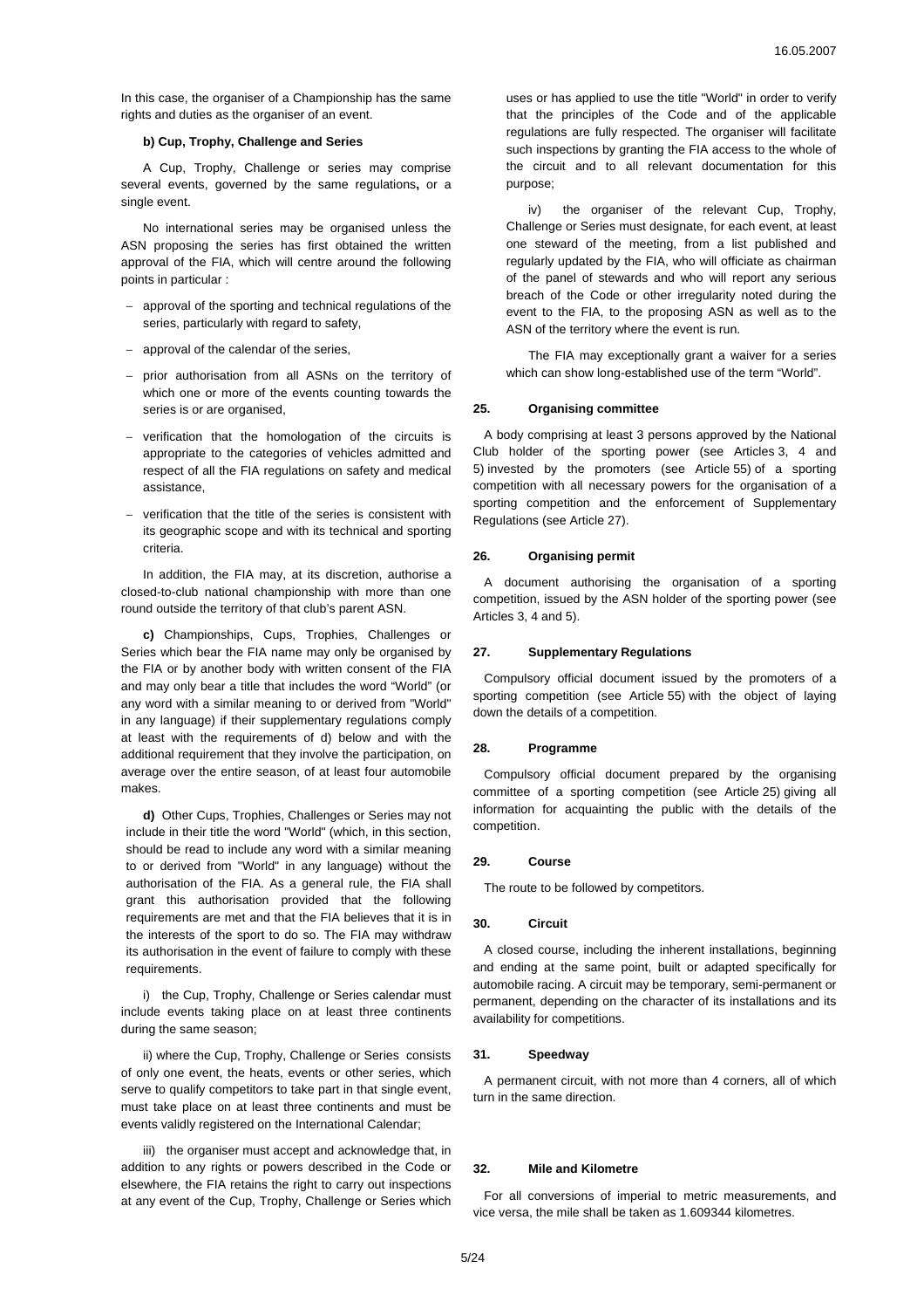In this case, the organiser of a Championship has the same rights and duties as the organiser of an event.

**b) Cup, Trophy, Challenge and Series**

A Cup, Trophy, Challenge or series may comprise several events, governed by the same regulations**,** or a single event.

No international series may be organised unless the ASN proposing the series has first obtained the written approval of the FIA, which will centre around the following points in particular :

- approval of the sporting and technical regulations of the series, particularly with regard to safety,
- approval of the calendar of the series,
- prior authorisation from all ASNs on the territory of which one or more of the events counting towards the series is or are organised,
- verification that the homologation of the circuits is appropriate to the categories of vehicles admitted and respect of all the FIA regulations on safety and medical assistance,
- verification that the title of the series is consistent with its geographic scope and with its technical and sporting criteria.

In addition, the FIA may, at its discretion, authorise a closed-to-club national championship with more than one round outside the territory of that club's parent ASN.

**c)** Championships, Cups, Trophies, Challenges or Series which bear the FIA name may only be organised by the FIA or by another body with written consent of the FIA and may only bear a title that includes the word "World" (or any word with a similar meaning to or derived from "World" in any language) if their supplementary regulations comply at least with the requirements of d) below and with the additional requirement that they involve the participation, on average over the entire season, of at least four automobile makes.

**d)** Other Cups, Trophies, Challenges or Series may not include in their title the word "World" (which, in this section, should be read to include any word with a similar meaning to or derived from "World" in any language) without the authorisation of the FIA. As a general rule, the FIA shall grant this authorisation provided that the following requirements are met and that the FIA believes that it is in the interests of the sport to do so. The FIA may withdraw its authorisation in the event of failure to comply with these requirements.

i) the Cup, Trophy, Challenge or Series calendar must include events taking place on at least three continents during the same season;

ii) where the Cup, Trophy, Challenge or Series consists of only one event, the heats, events or other series, which serve to qualify competitors to take part in that single event, must take place on at least three continents and must be events validly registered on the International Calendar;

iii) the organiser must accept and acknowledge that, in addition to any rights or powers described in the Code or elsewhere, the FIA retains the right to carry out inspections at any event of the Cup, Trophy, Challenge or Series which uses or has applied to use the title "World" in order to verify that the principles of the Code and of the applicable regulations are fully respected. The organiser will facilitate such inspections by granting the FIA access to the whole of the circuit and to all relevant documentation for this purpose;

iv) the organiser of the relevant Cup, Trophy, Challenge or Series must designate, for each event, at least one steward of the meeting, from a list published and regularly updated by the FIA, who will officiate as chairman of the panel of stewards and who will report any serious breach of the Code or other irregularity noted during the event to the FIA, to the proposing ASN as well as to the ASN of the territory where the event is run.

The FIA may exceptionally grant a waiver for a series which can show long-established use of the term "World".

### 25. Organising committee

A body comprising at least 3 persons approved by the National Club holder of the sporting power (see Articles 3, 4 and 5) invested by the promoters (see Article 55) of a sporting competition with all necessary powers for the organisation of a sporting competition and the enforcement of Supplementary Regulations (see Article 27).

### 26. Organising permit

A document authorising the organisation of a sporting competition, issued by the ASN holder of the sporting power (see Articles 3, 4 and 5).

### 27. Supplementary Regulations

Compulsory official document issued by the promoters of a sporting competition (see Article 55) with the object of laying down the details of a competition.

### 28. Programme

Compulsory official document prepared by the organising committee of a sporting competition (see Article 25) giving all information for acquainting the public with the details of the competition.

### 29. Course

The route to be followed by competitors.

### 30. Circuit

A closed course, including the inherent installations, beginning and ending at the same point, built or adapted specifically for automobile racing. A circuit may be temporary, semi-permanent or permanent, depending on the character of its installations and its availability for competitions.

### 31. Speedway

A permanent circuit, with not more than 4 corners, all of which turn in the same direction.

### 32. Mile and Kilometre

For all conversions of imperial to metric measurements, and vice versa, the mile shall be taken as 1.609344 kilometres.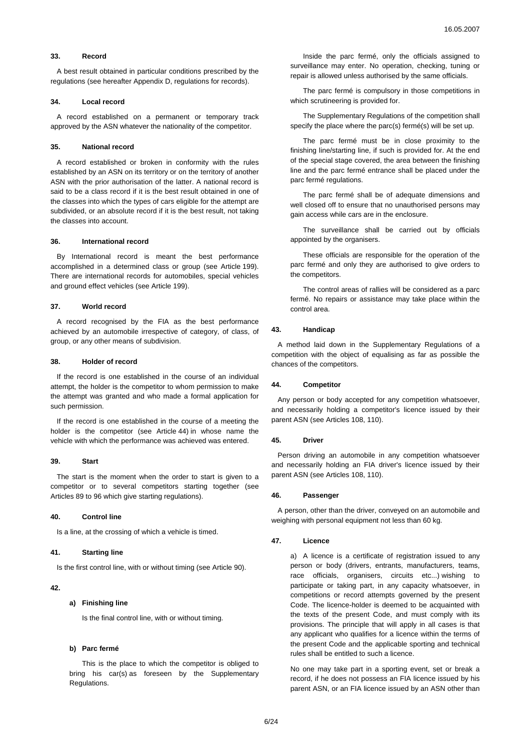### 33. Record

A best result obtained in particular conditions prescribed by the regulations (see hereafter Appendix D, regulations for records).

### 34. Local record

A record established on a permanent or temporary track approved by the ASN whatever the nationality of the competitor.

### 35. National record

A record established or broken in conformity with the rules established by an ASN on its territory or on the territory of another ASN with the prior authorisation of the latter. A national record is said to be a class record if it is the best result obtained in one of the classes into which the types of cars eligible for the attempt are subdivided, or an absolute record if it is the best result, not taking the classes into account.

### 36. International record

By International record is meant the best performance accomplished in a determined class or group (see Article 199). There are international records for automobiles, special vehicles and ground effect vehicles (see Article 199).

### 37. World record

A record recognised by the FIA as the best performance achieved by an automobile irrespective of category, of class, of group, or any other means of subdivision.

### 38. Holder of record

If the record is one established in the course of an individual attempt, the holder is the competitor to whom permission to make the attempt was granted and who made a formal application for such permission.

If the record is one established in the course of a meeting the holder is the competitor (see Article 44) in whose name the vehicle with which the performance was achieved was entered.

### 39. Start

The start is the moment when the order to start is given to a competitor or to several competitors starting together (see Articles 89 to 96 which give starting regulations).

### 40. Control line

Is a line, at the crossing of which a vehicle is timed.

### 41. Starting line

Is the first control line, with or without timing (see Article 90).

### 42.

**a) Finishing line**

Is the final control line, with or without timing.

**b) Parc fermé**

This is the place to which the competitor is obliged to bring his car(s) as foreseen by the Supplementary Regulations.

Inside the parc fermé, only the officials assigned to surveillance may enter. No operation, checking, tuning or repair is allowed unless authorised by the same officials.

The parc fermé is compulsory in those competitions in which scrutineering is provided for.

The Supplementary Regulations of the competition shall specify the place where the parc(s) fermé(s) will be set up.

The parc fermé must be in close proximity to the finishing line/starting line, if such is provided for. At the end of the special stage covered, the area between the finishing line and the parc fermé entrance shall be placed under the parc fermé regulations.

The parc fermé shall be of adequate dimensions and well closed off to ensure that no unauthorised persons may gain access while cars are in the enclosure.

The surveillance shall be carried out by officials appointed by the organisers.

These officials are responsible for the operation of the parc fermé and only they are authorised to give orders to the competitors.

The control areas of rallies will be considered as a parc fermé. No repairs or assistance may take place within the control area.

### 43. Handicap

A method laid down in the Supplementary Regulations of a competition with the object of equalising as far as possible the chances of the competitors.

### 44. Competitor

Any person or body accepted for any competition whatsoever, and necessarily holding a competitor's licence issued by their parent ASN (see Articles 108, 110).

### 45. Driver

Person driving an automobile in any competition whatsoever and necessarily holding an FIA driver's licence issued by their parent ASN (see Articles 108, 110).

### 46. Passenger

A person, other than the driver, conveyed on an automobile and weighing with personal equipment not less than 60 kg.

### 47. Licence

a) A licence is a certificate of registration issued to any person or body (drivers, entrants, manufacturers, teams, race officials, organisers, circuits etc...) wishing to participate or taking part, in any capacity whatsoever, in competitions or record attempts governed by the present Code. The licence-holder is deemed to be acquainted with the texts of the present Code, and must comply with its provisions. The principle that will apply in all cases is that any applicant who qualifies for a licence within the terms of the present Code and the applicable sporting and technical rules shall be entitled to such a licence.

No one may take part in a sporting event, set or break a record, if he does not possess an FIA licence issued by his parent ASN, or an FIA licence issued by an ASN other than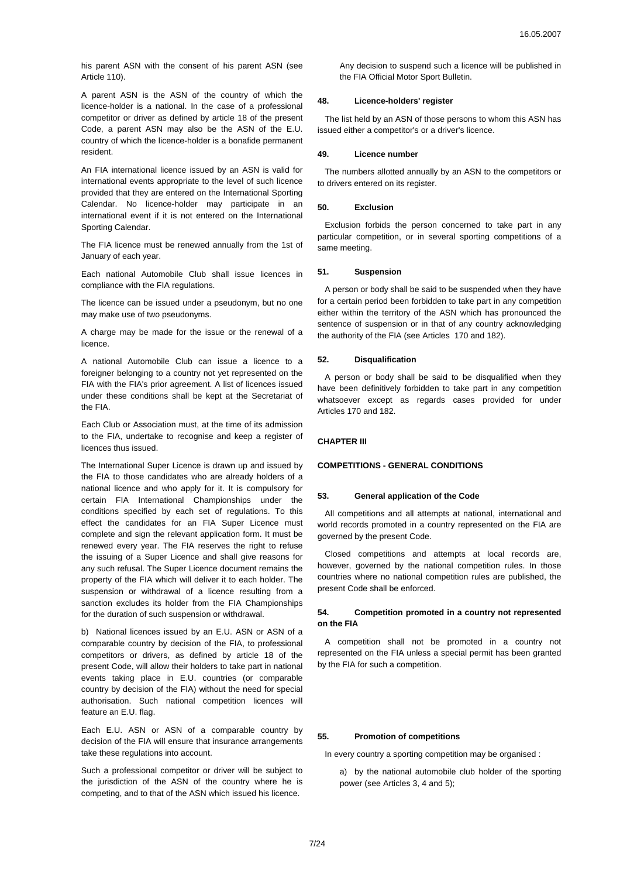his parent ASN with the consent of his parent ASN (see Article 110).

A parent ASN is the ASN of the country of which the licence-holder is a national. In the case of a professional competitor or driver as defined by article 18 of the present Code, a parent ASN may also be the ASN of the E.U. country of which the licence-holder is a bonafide permanent resident.

An FIA international licence issued by an ASN is valid for international events appropriate to the level of such licence provided that they are entered on the International Sporting Calendar. No licence-holder may participate in an international event if it is not entered on the International Sporting Calendar.

The FIA licence must be renewed annually from the 1st of January of each year.

Each national Automobile Club shall issue licences in compliance with the FIA regulations.

The licence can be issued under a pseudonym, but no one may make use of two pseudonyms.

A charge may be made for the issue or the renewal of a licence.

A national Automobile Club can issue a licence to a foreigner belonging to a country not yet represented on the FIA with the FIA's prior agreement. A list of licences issued under these conditions shall be kept at the Secretariat of the FIA.

Each Club or Association must, at the time of its admission to the FIA, undertake to recognise and keep a register of licences thus issued.

The International Super Licence is drawn up and issued by the FIA to those candidates who are already holders of a national licence and who apply for it. It is compulsory for certain FIA International Championships under the conditions specified by each set of regulations. To this effect the candidates for an FIA Super Licence must complete and sign the relevant application form. It must be renewed every year. The FIA reserves the right to refuse the issuing of a Super Licence and shall give reasons for any such refusal. The Super Licence document remains the property of the FIA which will deliver it to each holder. The suspension or withdrawal of a licence resulting from a sanction excludes its holder from the FIA Championships for the duration of such suspension or withdrawal.

b) National licences issued by an E.U. ASN or ASN of a comparable country by decision of the FIA, to professional competitors or drivers, as defined by article 18 of the present Code, will allow their holders to take part in national events taking place in E.U. countries (or comparable country by decision of the FIA) without the need for special authorisation. Such national competition licences will feature an E.U. flag.

Each E.U. ASN or ASN of a comparable country by decision of the FIA will ensure that insurance arrangements take these regulations into account.

Such a professional competitor or driver will be subject to the jurisdiction of the ASN of the country where he is competing, and to that of the ASN which issued his licence.

Any decision to suspend such a licence will be published in the FIA Official Motor Sport Bulletin.

### 48. Licence-holders' register

The list held by an ASN of those persons to whom this ASN has issued either a competitor's or a driver's licence.

### 49. Licence number

The numbers allotted annually by an ASN to the competitors or to drivers entered on its register.

### 50. Exclusion

Exclusion forbids the person concerned to take part in any particular competition, or in several sporting competitions of a same meeting.

### 51. Suspension

A person or body shall be said to be suspended when they have for a certain period been forbidden to take part in any competition either within the territory of the ASN which has pronounced the sentence of suspension or in that of any country acknowledging the authority of the FIA (see Articles 170 and 182).

### 52. Disqualification

A person or body shall be said to be disqualified when they have been definitively forbidden to take part in any competition whatsoever except as regards cases provided for under Articles 170 and 182.

## CHAPTER III

## COMPETITIONS - GENERAL CONDITIONS

### 53. General application of the Code

All competitions and all attempts at national, international and world records promoted in a country represented on the FIA are governed by the present Code.

Closed competitions and attempts at local records are, however, governed by the national competition rules. In those countries where no national competition rules are published, the present Code shall be enforced.

### 54. Competition promoted in a country not represented on the FIA

A competition shall not be promoted in a country not represented on the FIA unless a special permit has been granted by the FIA for such a competition.

### 55. Promotion of competitions

In every country a sporting competition may be organised :

a) by the national automobile club holder of the sporting power (see Articles 3, 4 and 5);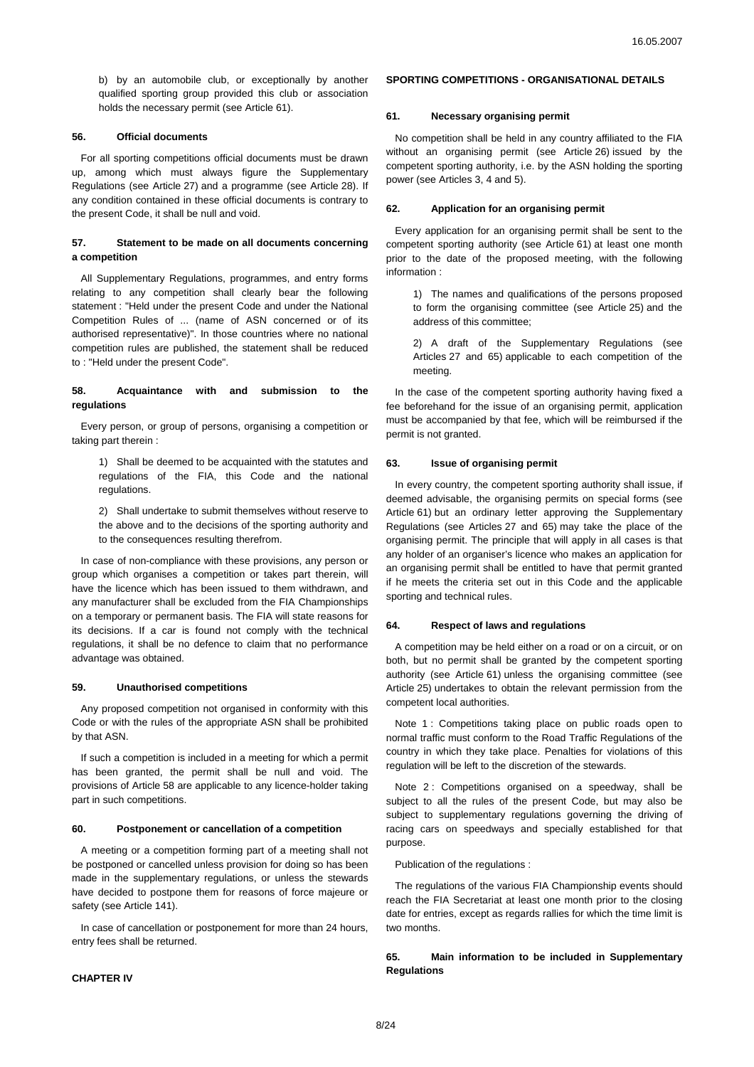b) by an automobile club, or exceptionally by another qualified sporting group provided this club or association holds the necessary permit (see Article 61).

### 56. Official documents

For all sporting competitions official documents must be drawn up, among which must always figure the Supplementary Regulations (see Article 27) and a programme (see Article 28). If any condition contained in these official documents is contrary to the present Code, it shall be null and void.

### 57. Statement to be made on all documents concerning a competition

All Supplementary Regulations, programmes, and entry forms relating to any competition shall clearly bear the following statement : "Held under the present Code and under the National Competition Rules of ... (name of ASN concerned or of its authorised representative)". In those countries where no national competition rules are published, the statement shall be reduced to : "Held under the present Code".

### 58. Acquaintance with and submission to the regulations

Every person, or group of persons, organising a competition or taking part therein :

1) Shall be deemed to be acquainted with the statutes and regulations of the FIA, this Code and the national regulations.

2) Shall undertake to submit themselves without reserve to the above and to the decisions of the sporting authority and to the consequences resulting therefrom.

In case of non-compliance with these provisions, any person or group which organises a competition or takes part therein, will have the licence which has been issued to them withdrawn, and any manufacturer shall be excluded from the FIA Championships on a temporary or permanent basis. The FIA will state reasons for its decisions. If a car is found not comply with the technical regulations, it shall be no defence to claim that no performance advantage was obtained.

### 59. Unauthorised competitions

Any proposed competition not organised in conformity with this Code or with the rules of the appropriate ASN shall be prohibited by that ASN.

If such a competition is included in a meeting for which a permit has been granted, the permit shall be null and void. The provisions of Article 58 are applicable to any licence-holder taking part in such competitions.

### 60. Postponement or cancellation of a competition

A meeting or a competition forming part of a meeting shall not be postponed or cancelled unless provision for doing so has been made in the supplementary regulations, or unless the stewards have decided to postpone them for reasons of force majeure or safety (see Article 141).

In case of cancellation or postponement for more than 24 hours, entry fees shall be returned.

## CHAPTER IV

## SPORTING COMPETITIONS - ORGANISATIONAL DETAILS

### 61. Necessary organising permit

No competition shall be held in any country affiliated to the FIA without an organising permit (see Article 26) issued by the competent sporting authority, i.e. by the ASN holding the sporting power (see Articles 3, 4 and 5).

### 62. Application for an organising permit

Every application for an organising permit shall be sent to the competent sporting authority (see Article 61) at least one month prior to the date of the proposed meeting, with the following information :

1) The names and qualifications of the persons proposed to form the organising committee (see Article 25) and the address of this committee;

2) A draft of the Supplementary Regulations (see Articles 27 and 65) applicable to each competition of the meeting.

In the case of the competent sporting authority having fixed a fee beforehand for the issue of an organising permit, application must be accompanied by that fee, which will be reimbursed if the permit is not granted.

### 63. Issue of organising permit

In every country, the competent sporting authority shall issue, if deemed advisable, the organising permits on special forms (see Article 61) but an ordinary letter approving the Supplementary Regulations (see Articles 27 and 65) may take the place of the organising permit. The principle that will apply in all cases is that any holder of an organiser's licence who makes an application for an organising permit shall be entitled to have that permit granted if he meets the criteria set out in this Code and the applicable sporting and technical rules.

### 64. Respect of laws and regulations

A competition may be held either on a road or on a circuit, or on both, but no permit shall be granted by the competent sporting authority (see Article 61) unless the organising committee (see Article 25) undertakes to obtain the relevant permission from the competent local authorities.

Note 1 : Competitions taking place on public roads open to normal traffic must conform to the Road Traffic Regulations of the country in which they take place. Penalties for violations of this regulation will be left to the discretion of the stewards.

Note 2 : Competitions organised on a speedway, shall be subject to all the rules of the present Code, but may also be subject to supplementary regulations governing the driving of racing cars on speedways and specially established for that purpose.

Publication of the regulations :

The regulations of the various FIA Championship events should reach the FIA Secretariat at least one month prior to the closing date for entries, except as regards rallies for which the time limit is two months.

### 65. Main information to be included in Supplementary Regulations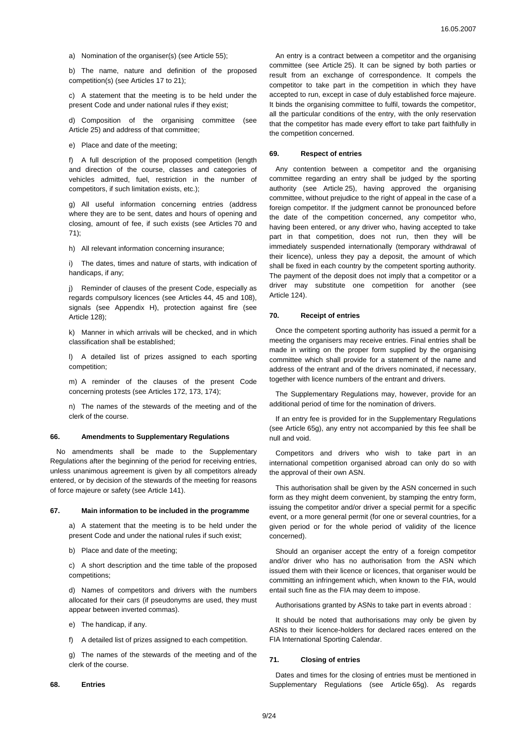a) Nomination of the organiser(s) (see Article 55);

b) The name, nature and definition of the proposed competition(s) (see Articles 17 to 21);

c) A statement that the meeting is to be held under the present Code and under national rules if they exist;

d) Composition of the organising committee (see Article 25) and address of that committee;

e) Place and date of the meeting;

f) A full description of the proposed competition (length and direction of the course, classes and categories of vehicles admitted, fuel, restriction in the number of competitors, if such limitation exists, etc.);

g) All useful information concerning entries (address where they are to be sent, dates and hours of opening and closing, amount of fee, if such exists (see Articles 70 and 71);

h) All relevant information concerning insurance;

i) The dates, times and nature of starts, with indication of handicaps, if any;

j) Reminder of clauses of the present Code, especially as regards compulsory licences (see Articles 44, 45 and 108), signals (see Appendix H), protection against fire (see Article 128);

k) Manner in which arrivals will be checked, and in which classification shall be established;

l) A detailed list of prizes assigned to each sporting competition;

m) A reminder of the clauses of the present Code concerning protests (see Articles 172, 173, 174);

n) The names of the stewards of the meeting and of the clerk of the course.

### 66. Amendments to Supplementary Regulations

No amendments shall be made to the Supplementary Regulations after the beginning of the period for receiving entries, unless unanimous agreement is given by all competitors already entered, or by decision of the stewards of the meeting for reasons of force majeure or safety (see Article 141).

### 67. Main information to be included in the programme

a) A statement that the meeting is to be held under the present Code and under the national rules if such exist;

b) Place and date of the meeting;

c) A short description and the time table of the proposed competitions;

d) Names of competitors and drivers with the numbers allocated for their cars (if pseudonyms are used, they must appear between inverted commas).

e) The handicap, if any.

f) A detailed list of prizes assigned to each competition.

g) The names of the stewards of the meeting and of the clerk of the course.

### 68. Entries

An entry is a contract between a competitor and the organising committee (see Article 25). It can be signed by both parties or result from an exchange of correspondence. It compels the competitor to take part in the competition in which they have accepted to run, except in case of duly established force majeure. It binds the organising committee to fulfil, towards the competitor, all the particular conditions of the entry, with the only reservation that the competitor has made every effort to take part faithfully in the competition concerned.

### 69. Respect of entries

Any contention between a competitor and the organising committee regarding an entry shall be judged by the sporting authority (see Article 25), having approved the organising committee, without prejudice to the right of appeal in the case of a foreign competitor. If the judgment cannot be pronounced before the date of the competition concerned, any competitor who, having been entered, or any driver who, having accepted to take part in that competition, does not run, then they will be immediately suspended internationally (temporary withdrawal of their licence), unless they pay a deposit, the amount of which shall be fixed in each country by the competent sporting authority. The payment of the deposit does not imply that a competitor or a driver may substitute one competition for another (see Article 124).

### 70. Receipt of entries

Once the competent sporting authority has issued a permit for a meeting the organisers may receive entries. Final entries shall be made in writing on the proper form supplied by the organising committee which shall provide for a statement of the name and address of the entrant and of the drivers nominated, if necessary, together with licence numbers of the entrant and drivers.

The Supplementary Regulations may, however, provide for an additional period of time for the nomination of drivers.

If an entry fee is provided for in the Supplementary Regulations (see Article 65g), any entry not accompanied by this fee shall be null and void.

Competitors and drivers who wish to take part in an international competition organised abroad can only do so with the approval of their own ASN.

This authorisation shall be given by the ASN concerned in such form as they might deem convenient, by stamping the entry form, issuing the competitor and/or driver a special permit for a specific event, or a more general permit (for one or several countries, for a given period or for the whole period of validity of the licence concerned).

Should an organiser accept the entry of a foreign competitor and/or driver who has no authorisation from the ASN which issued them with their licence or licences, that organiser would be committing an infringement which, when known to the FIA, would entail such fine as the FIA may deem to impose.

Authorisations granted by ASNs to take part in events abroad :

It should be noted that authorisations may only be given by ASNs to their licence-holders for declared races entered on the FIA International Sporting Calendar.

### 71. Closing of entries

Dates and times for the closing of entries must be mentioned in Supplementary Regulations (see Article 65g). As regards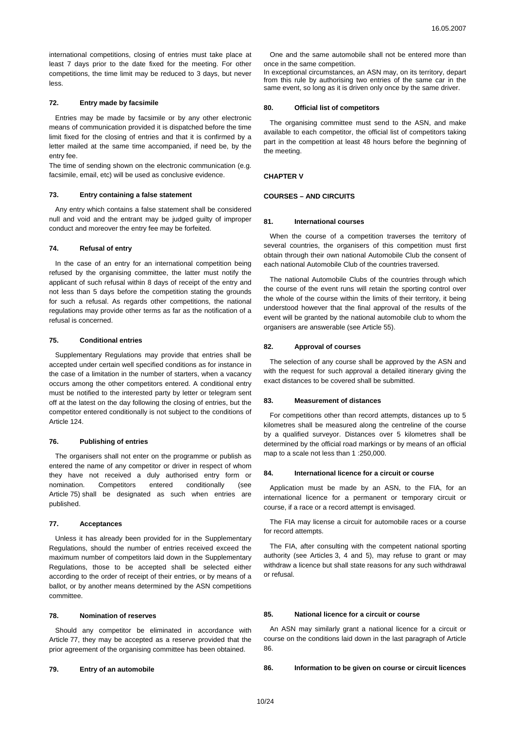international competitions, closing of entries must take place at least 7 days prior to the date fixed for the meeting. For other competitions, the time limit may be reduced to 3 days, but never less.

### 72. Entry made by facsimile

Entries may be made by facsimile or by any other electronic means of communication provided it is dispatched before the time limit fixed for the closing of entries and that it is confirmed by a letter mailed at the same time accompanied, if need be, by the entry fee.

The time of sending shown on the electronic communication (e.g. facsimile, email, etc) will be used as conclusive evidence.

### 73. Entry containing a false statement

Any entry which contains a false statement shall be considered null and void and the entrant may be judged guilty of improper conduct and moreover the entry fee may be forfeited.

### 74. Refusal of entry

In the case of an entry for an international competition being refused by the organising committee, the latter must notify the applicant of such refusal within 8 days of receipt of the entry and not less than 5 days before the competition stating the grounds for such a refusal. As regards other competitions, the national regulations may provide other terms as far as the notification of a refusal is concerned.

### 75. Conditional entries

Supplementary Regulations may provide that entries shall be accepted under certain well specified conditions as for instance in the case of a limitation in the number of starters, when a vacancy occurs among the other competitors entered. A conditional entry must be notified to the interested party by letter or telegram sent off at the latest on the day following the closing of entries, but the competitor entered conditionally is not subject to the conditions of Article 124.

### 76. Publishing of entries

The organisers shall not enter on the programme or publish as entered the name of any competitor or driver in respect of whom they have not received a duly authorised entry form or nomination. Competitors entered conditionally (see Article 75) shall be designated as such when entries are published.

### 77. Acceptances

Unless it has already been provided for in the Supplementary Regulations, should the number of entries received exceed the maximum number of competitors laid down in the Supplementary Regulations, those to be accepted shall be selected either according to the order of receipt of their entries, or by means of a ballot, or by another means determined by the ASN competitions committee.

### 78. Nomination of reserves

Should any competitor be eliminated in accordance with Article 77, they may be accepted as a reserve provided that the prior agreement of the organising committee has been obtained.

### 79. Entry of an automobile

One and the same automobile shall not be entered more than once in the same competition.

In exceptional circumstances, an ASN may, on its territory, depart from this rule by authorising two entries of the same car in the same event, so long as it is driven only once by the same driver.

### 80. Official list of competitors

The organising committee must send to the ASN, and make available to each competitor, the official list of competitors taking part in the competition at least 48 hours before the beginning of the meeting.

## CHAPTER V

## COURSES – AND CIRCUITS

### 81. International courses

When the course of a competition traverses the territory of several countries, the organisers of this competition must first obtain through their own national Automobile Club the consent of each national Automobile Club of the countries traversed.

The national Automobile Clubs of the countries through which the course of the event runs will retain the sporting control over the whole of the course within the limits of their territory, it being understood however that the final approval of the results of the event will be granted by the national automobile club to whom the organisers are answerable (see Article 55).

### 82. Approval of courses

The selection of any course shall be approved by the ASN and with the request for such approval a detailed itinerary giving the exact distances to be covered shall be submitted.

### 83. Measurement of distances

For competitions other than record attempts, distances up to 5 kilometres shall be measured along the centreline of the course by a qualified surveyor. Distances over 5 kilometres shall be determined by the official road markings or by means of an official map to a scale not less than 1 :250,000.

### 84. International licence for a circuit or course

Application must be made by an ASN, to the FIA, for an international licence for a permanent or temporary circuit or course, if a race or a record attempt is envisaged.

The FIA may license a circuit for automobile races or a course for record attempts.

The FIA, after consulting with the competent national sporting authority (see Articles 3, 4 and 5), may refuse to grant or may withdraw a licence but shall state reasons for any such withdrawal or refusal.

### 85. National licence for a circuit or course

An ASN may similarly grant a national licence for a circuit or course on the conditions laid down in the last paragraph of Article 86.

### 86. Information to be given on course or circuit licences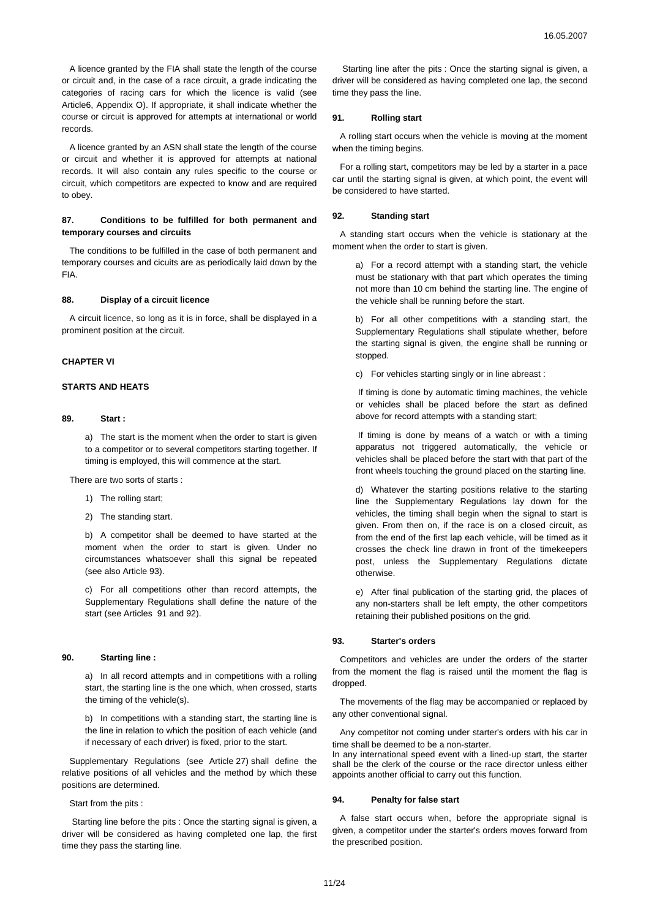A licence granted by the FIA shall state the length of the course or circuit and, in the case of a race circuit, a grade indicating the categories of racing cars for which the licence is valid (see Article6, Appendix O). If appropriate, it shall indicate whether the course or circuit is approved for attempts at international or world records.

A licence granted by an ASN shall state the length of the course or circuit and whether it is approved for attempts at national records. It will also contain any rules specific to the course or circuit, which competitors are expected to know and are required to obey.

#### 87. Conditions to be fulfilled for both permanent and temporary courses and circuits

The conditions to be fulfilled in the case of both permanent and temporary courses and cicuits are as periodically laid down by the FIA.

#### 88. Display of a circuit licence

A circuit licence, so long as it is in force, shall be displayed in a prominent position at the circuit.

## CHAPTER VI

## STARTS AND HEATS

#### 89. Start :

a) The start is the moment when the order to start is given to a competitor or to several competitors starting together. If timing is employed, this will commence at the start.

There are two sorts of starts :

1) The rolling start;

2) The standing start.

b) A competitor shall be deemed to have started at the moment when the order to start is given. Under no circumstances whatsoever shall this signal be repeated (see also Article 93).

c) For all competitions other than record attempts, the Supplementary Regulations shall define the nature of the start (see Articles 91 and 92).

#### 90. Starting line :

a) In all record attempts and in competitions with a rolling start, the starting line is the one which, when crossed, starts the timing of the vehicle(s).

b) In competitions with a standing start, the starting line is the line in relation to which the position of each vehicle (and if necessary of each driver) is fixed, prior to the start.

Supplementary Regulations (see Article 27) shall define the relative positions of all vehicles and the method by which these positions are determined.

Start from the pits :

Starting line before the pits : Once the starting signal is given, a driver will be considered as having completed one lap, the first time they pass the starting line.

Starting line after the pits : Once the starting signal is given, a driver will be considered as having completed one lap, the second time they pass the line.

#### 91. Rolling start

A rolling start occurs when the vehicle is moving at the moment when the timing begins.

For a rolling start, competitors may be led by a starter in a pace car until the starting signal is given, at which point, the event will be considered to have started.

#### 92. Standing start

A standing start occurs when the vehicle is stationary at the moment when the order to start is given.

a) For a record attempt with a standing start, the vehicle must be stationary with that part which operates the timing not more than 10 cm behind the starting line. The engine of the vehicle shall be running before the start.

b) For all other competitions with a standing start, the Supplementary Regulations shall stipulate whether, before the starting signal is given, the engine shall be running or stopped.

c) For vehicles starting singly or in line abreast :

If timing is done by automatic timing machines, the vehicle or vehicles shall be placed before the start as defined above for record attempts with a standing start;

If timing is done by means of a watch or with a timing apparatus not triggered automatically, the vehicle or vehicles shall be placed before the start with that part of the front wheels touching the ground placed on the starting line.

d) Whatever the starting positions relative to the starting line the Supplementary Regulations lay down for the vehicles, the timing shall begin when the signal to start is given. From then on, if the race is on a closed circuit, as from the end of the first lap each vehicle, will be timed as it crosses the check line drawn in front of the timekeepers post, unless the Supplementary Regulations dictate otherwise.

e) After final publication of the starting grid, the places of any non-starters shall be left empty, the other competitors retaining their published positions on the grid.

#### 93. Starter's orders

Competitors and vehicles are under the orders of the starter from the moment the flag is raised until the moment the flag is dropped.

The movements of the flag may be accompanied or replaced by any other conventional signal.

Any competitor not coming under starter's orders with his car in time shall be deemed to be a non-starter.
In any international speed event with a lined-up start, the starter shall be the clerk of the course or the race director unless either appoints another official to carry out this function.

#### 94. Penalty for false start

A false start occurs when, before the appropriate signal is given, a competitor under the starter's orders moves forward from the prescribed position.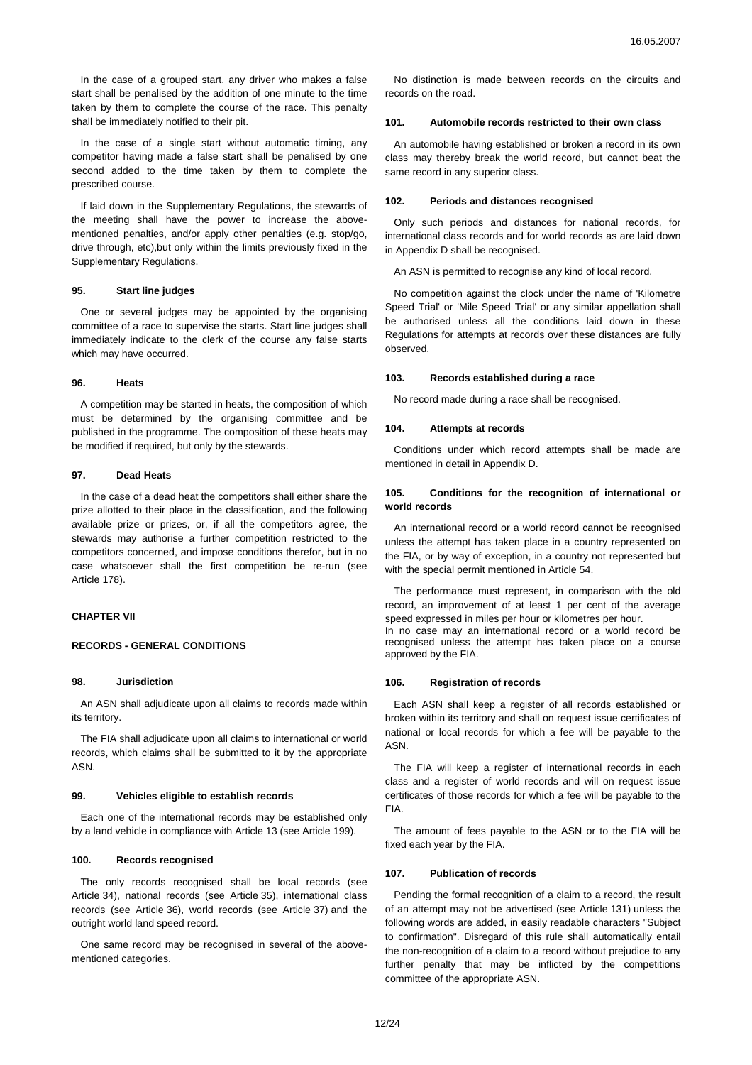In the case of a grouped start, any driver who makes a false start shall be penalised by the addition of one minute to the time taken by them to complete the course of the race. This penalty shall be immediately notified to their pit.

In the case of a single start without automatic timing, any competitor having made a false start shall be penalised by one second added to the time taken by them to complete the prescribed course.

If laid down in the Supplementary Regulations, the stewards of the meeting shall have the power to increase the above-mentioned penalties, and/or apply other penalties (e.g. stop/go, drive through, etc),but only within the limits previously fixed in the Supplementary Regulations.

### 95. Start line judges

One or several judges may be appointed by the organising committee of a race to supervise the starts. Start line judges shall immediately indicate to the clerk of the course any false starts which may have occurred.

### 96. Heats

A competition may be started in heats, the composition of which must be determined by the organising committee and be published in the programme. The composition of these heats may be modified if required, but only by the stewards.

### 97. Dead Heats

In the case of a dead heat the competitors shall either share the prize allotted to their place in the classification, and the following available prize or prizes, or, if all the competitors agree, the stewards may authorise a further competition restricted to the competitors concerned, and impose conditions therefor, but in no case whatsoever shall the first competition be re-run (see Article 178).

## CHAPTER VII

## RECORDS - GENERAL CONDITIONS

### 98. Jurisdiction

An ASN shall adjudicate upon all claims to records made within its territory.

The FIA shall adjudicate upon all claims to international or world records, which claims shall be submitted to it by the appropriate ASN.

### 99. Vehicles eligible to establish records

Each one of the international records may be established only by a land vehicle in compliance with Article 13 (see Article 199).

### 100. Records recognised

The only records recognised shall be local records (see Article 34), national records (see Article 35), international class records (see Article 36), world records (see Article 37) and the outright world land speed record.

One same record may be recognised in several of the above-mentioned categories.

No distinction is made between records on the circuits and records on the road.

### 101. Automobile records restricted to their own class

An automobile having established or broken a record in its own class may thereby break the world record, but cannot beat the same record in any superior class.

### 102. Periods and distances recognised

Only such periods and distances for national records, for international class records and for world records as are laid down in Appendix D shall be recognised.

An ASN is permitted to recognise any kind of local record.

No competition against the clock under the name of 'Kilometre Speed Trial' or 'Mile Speed Trial' or any similar appellation shall be authorised unless all the conditions laid down in these Regulations for attempts at records over these distances are fully observed.

### 103. Records established during a race

No record made during a race shall be recognised.

### 104. Attempts at records

Conditions under which record attempts shall be made are mentioned in detail in Appendix D.

### 105. Conditions for the recognition of international or world records

An international record or a world record cannot be recognised unless the attempt has taken place in a country represented on the FIA, or by way of exception, in a country not represented but with the special permit mentioned in Article 54.

The performance must represent, in comparison with the old record, an improvement of at least 1 per cent of the average speed expressed in miles per hour or kilometres per hour.
In no case may an international record or a world record be recognised unless the attempt has taken place on a course approved by the FIA.

### 106. Registration of records

Each ASN shall keep a register of all records established or broken within its territory and shall on request issue certificates of national or local records for which a fee will be payable to the ASN.

The FIA will keep a register of international records in each class and a register of world records and will on request issue certificates of those records for which a fee will be payable to the FIA.

The amount of fees payable to the ASN or to the FIA will be fixed each year by the FIA.

### 107. Publication of records

Pending the formal recognition of a claim to a record, the result of an attempt may not be advertised (see Article 131) unless the following words are added, in easily readable characters "Subject to confirmation". Disregard of this rule shall automatically entail the non-recognition of a claim to a record without prejudice to any further penalty that may be inflicted by the competitions committee of the appropriate ASN.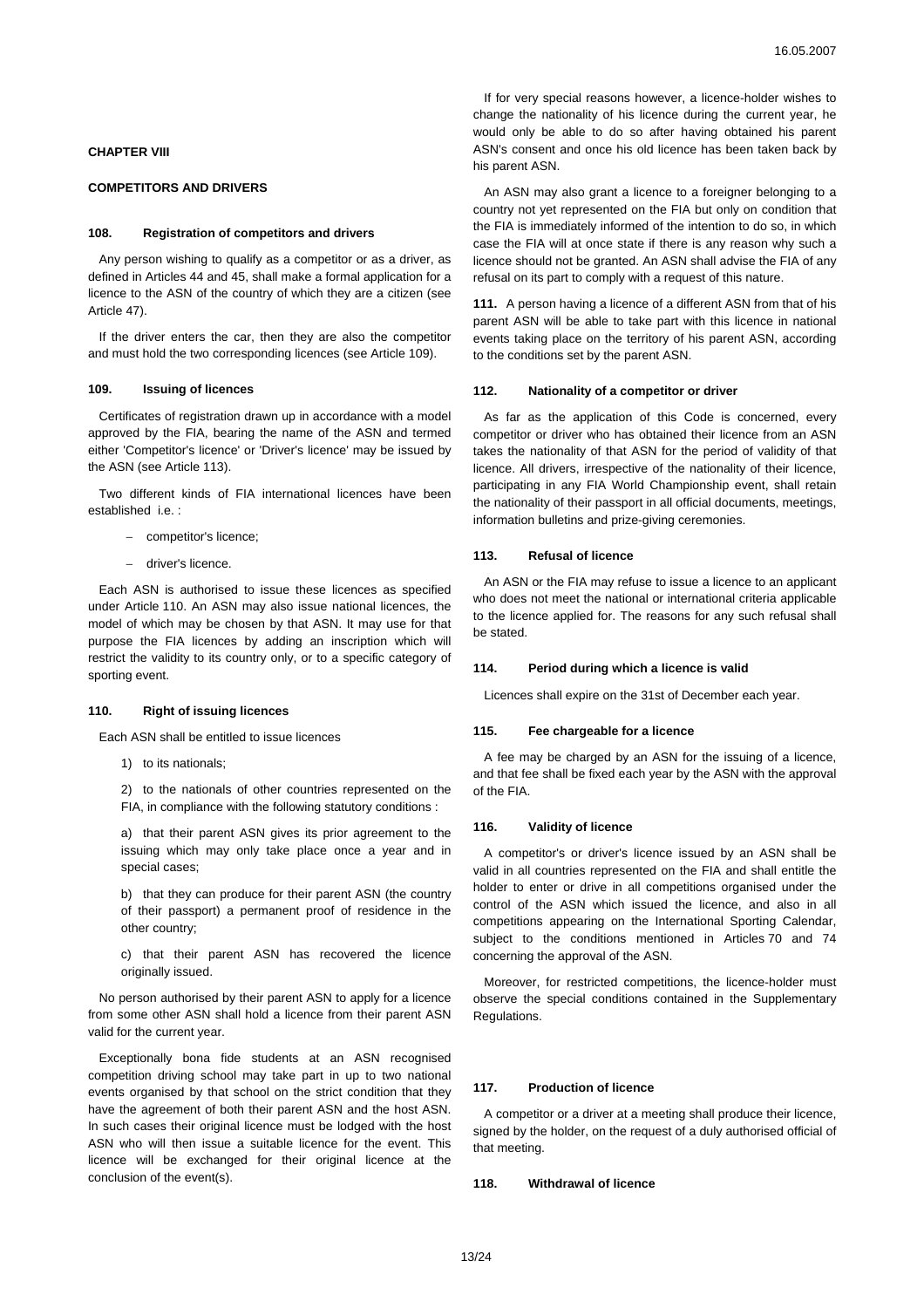**CHAPTER VIII**

**COMPETITORS AND DRIVERS**

### 108. Registration of competitors and drivers

Any person wishing to qualify as a competitor or as a driver, as defined in Articles 44 and 45, shall make a formal application for a licence to the ASN of the country of which they are a citizen (see Article 47).

If the driver enters the car, then they are also the competitor and must hold the two corresponding licences (see Article 109).

### 109. Issuing of licences

Certificates of registration drawn up in accordance with a model approved by the FIA, bearing the name of the ASN and termed either 'Competitor's licence' or 'Driver's licence' may be issued by the ASN (see Article 113).

Two different kinds of FIA international licences have been established i.e. :

- competitor's licence;
- driver's licence.

Each ASN is authorised to issue these licences as specified under Article 110. An ASN may also issue national licences, the model of which may be chosen by that ASN. It may use for that purpose the FIA licences by adding an inscription which will restrict the validity to its country only, or to a specific category of sporting event.

### 110. Right of issuing licences

Each ASN shall be entitled to issue licences

1) to its nationals;

2) to the nationals of other countries represented on the FIA, in compliance with the following statutory conditions :

a) that their parent ASN gives its prior agreement to the issuing which may only take place once a year and in special cases;

b) that they can produce for their parent ASN (the country of their passport) a permanent proof of residence in the other country;

c) that their parent ASN has recovered the licence originally issued.

No person authorised by their parent ASN to apply for a licence from some other ASN shall hold a licence from their parent ASN valid for the current year.

Exceptionally bona fide students at an ASN recognised competition driving school may take part in up to two national events organised by that school on the strict condition that they have the agreement of both their parent ASN and the host ASN. In such cases their original licence must be lodged with the host ASN who will then issue a suitable licence for the event. This licence will be exchanged for their original licence at the conclusion of the event(s).

If for very special reasons however, a licence-holder wishes to change the nationality of his licence during the current year, he would only be able to do so after having obtained his parent ASN's consent and once his old licence has been taken back by his parent ASN.

An ASN may also grant a licence to a foreigner belonging to a country not yet represented on the FIA but only on condition that the FIA is immediately informed of the intention to do so, in which case the FIA will at once state if there is any reason why such a licence should not be granted. An ASN shall advise the FIA of any refusal on its part to comply with a request of this nature.

**111.** A person having a licence of a different ASN from that of his parent ASN will be able to take part with this licence in national events taking place on the territory of his parent ASN, according to the conditions set by the parent ASN.

### 112. Nationality of a competitor or driver

As far as the application of this Code is concerned, every competitor or driver who has obtained their licence from an ASN takes the nationality of that ASN for the period of validity of that licence. All drivers, irrespective of the nationality of their licence, participating in any FIA World Championship event, shall retain the nationality of their passport in all official documents, meetings, information bulletins and prize-giving ceremonies.

### 113. Refusal of licence

An ASN or the FIA may refuse to issue a licence to an applicant who does not meet the national or international criteria applicable to the licence applied for. The reasons for any such refusal shall be stated.

### 114. Period during which a licence is valid

Licences shall expire on the 31st of December each year.

### 115. Fee chargeable for a licence

A fee may be charged by an ASN for the issuing of a licence, and that fee shall be fixed each year by the ASN with the approval of the FIA.

### 116. Validity of licence

A competitor's or driver's licence issued by an ASN shall be valid in all countries represented on the FIA and shall entitle the holder to enter or drive in all competitions organised under the control of the ASN which issued the licence, and also in all competitions appearing on the International Sporting Calendar, subject to the conditions mentioned in Articles 70 and 74 concerning the approval of the ASN.

Moreover, for restricted competitions, the licence-holder must observe the special conditions contained in the Supplementary Regulations.

### 117. Production of licence

A competitor or a driver at a meeting shall produce their licence, signed by the holder, on the request of a duly authorised official of that meeting.

### 118. Withdrawal of licence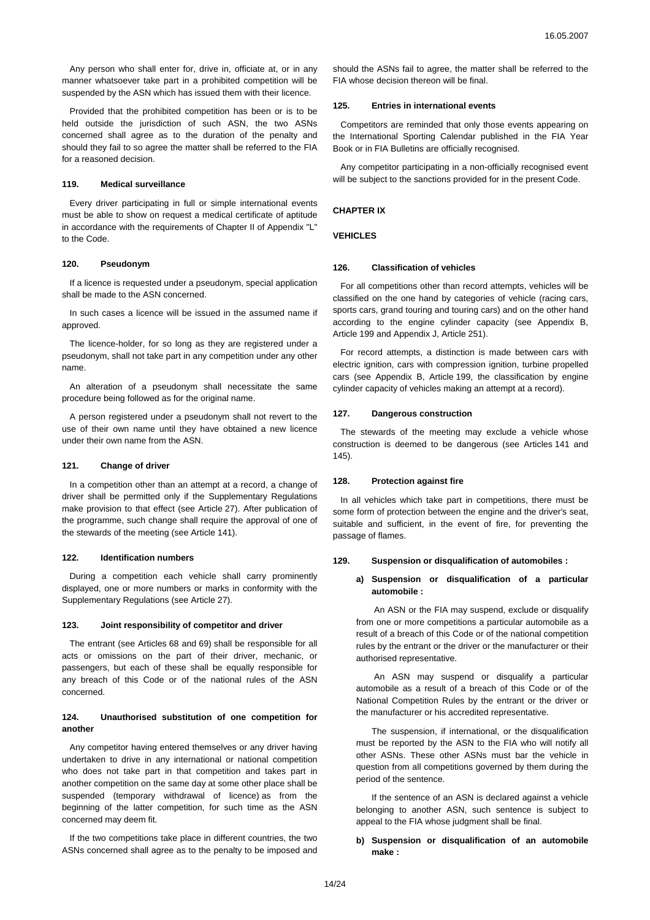Any person who shall enter for, drive in, officiate at, or in any manner whatsoever take part in a prohibited competition will be suspended by the ASN which has issued them with their licence.

Provided that the prohibited competition has been or is to be held outside the jurisdiction of such ASN, the two ASNs concerned shall agree as to the duration of the penalty and should they fail to so agree the matter shall be referred to the FIA for a reasoned decision.

#### 119. Medical surveillance

Every driver participating in full or simple international events must be able to show on request a medical certificate of aptitude in accordance with the requirements of Chapter II of Appendix "L" to the Code.

#### 120. Pseudonym

If a licence is requested under a pseudonym, special application shall be made to the ASN concerned.

In such cases a licence will be issued in the assumed name if approved.

The licence-holder, for so long as they are registered under a pseudonym, shall not take part in any competition under any other name.

An alteration of a pseudonym shall necessitate the same procedure being followed as for the original name.

A person registered under a pseudonym shall not revert to the use of their own name until they have obtained a new licence under their own name from the ASN.

#### 121. Change of driver

In a competition other than an attempt at a record, a change of driver shall be permitted only if the Supplementary Regulations make provision to that effect (see Article 27). After publication of the programme, such change shall require the approval of one of the stewards of the meeting (see Article 141).

#### 122. Identification numbers

During a competition each vehicle shall carry prominently displayed, one or more numbers or marks in conformity with the Supplementary Regulations (see Article 27).

#### 123. Joint responsibility of competitor and driver

The entrant (see Articles 68 and 69) shall be responsible for all acts or omissions on the part of their driver, mechanic, or passengers, but each of these shall be equally responsible for any breach of this Code or of the national rules of the ASN concerned.

#### 124. Unauthorised substitution of one competition for another

Any competitor having entered themselves or any driver having undertaken to drive in any international or national competition who does not take part in that competition and takes part in another competition on the same day at some other place shall be suspended (temporary withdrawal of licence) as from the beginning of the latter competition, for such time as the ASN concerned may deem fit.

If the two competitions take place in different countries, the two ASNs concerned shall agree as to the penalty to be imposed and should the ASNs fail to agree, the matter shall be referred to the FIA whose decision thereon will be final.

#### 125. Entries in international events

Competitors are reminded that only those events appearing on the International Sporting Calendar published in the FIA Year Book or in FIA Bulletins are officially recognised.

Any competitor participating in a non-officially recognised event will be subject to the sanctions provided for in the present Code.

## CHAPTER IX

## VEHICLES

#### 126. Classification of vehicles

For all competitions other than record attempts, vehicles will be classified on the one hand by categories of vehicle (racing cars, sports cars, grand touring and touring cars) and on the other hand according to the engine cylinder capacity (see Appendix B, Article 199 and Appendix J, Article 251).

For record attempts, a distinction is made between cars with electric ignition, cars with compression ignition, turbine propelled cars (see Appendix B, Article 199, the classification by engine cylinder capacity of vehicles making an attempt at a record).

#### 127. Dangerous construction

The stewards of the meeting may exclude a vehicle whose construction is deemed to be dangerous (see Articles 141 and 145).

#### 128. Protection against fire

In all vehicles which take part in competitions, there must be some form of protection between the engine and the driver's seat, suitable and sufficient, in the event of fire, for preventing the passage of flames.

#### 129. Suspension or disqualification of automobiles :

**a) Suspension or disqualification of a particular automobile :**

An ASN or the FIA may suspend, exclude or disqualify from one or more competitions a particular automobile as a result of a breach of this Code or of the national competition rules by the entrant or the driver or the manufacturer or their authorised representative.

An ASN may suspend or disqualify a particular automobile as a result of a breach of this Code or of the National Competition Rules by the entrant or the driver or the manufacturer or his accredited representative.

The suspension, if international, or the disqualification must be reported by the ASN to the FIA who will notify all other ASNs. These other ASNs must bar the vehicle in question from all competitions governed by them during the period of the sentence.

If the sentence of an ASN is declared against a vehicle belonging to another ASN, such sentence is subject to appeal to the FIA whose judgment shall be final.

**b) Suspension or disqualification of an automobile make :**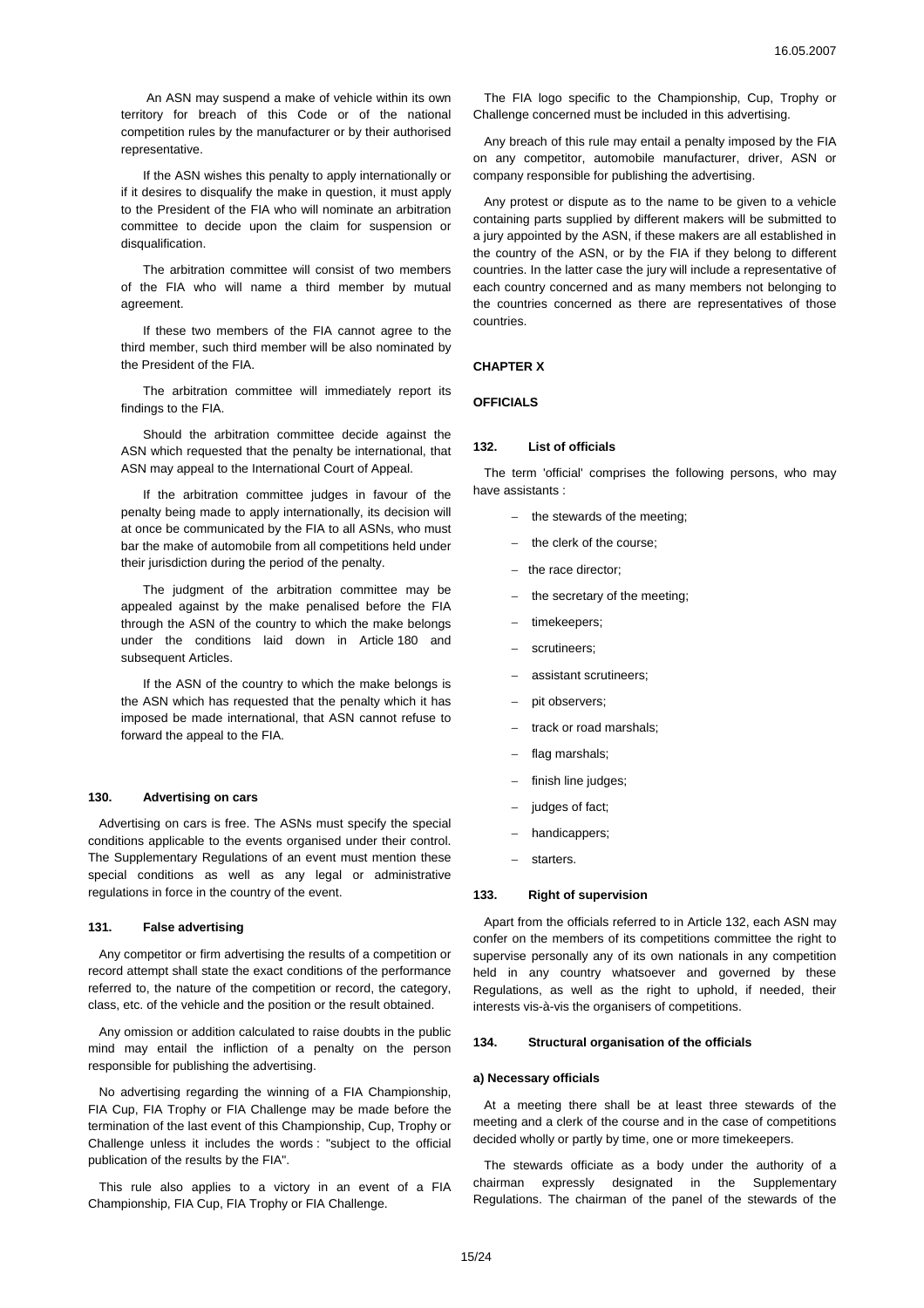An ASN may suspend a make of vehicle within its own territory for breach of this Code or of the national competition rules by the manufacturer or by their authorised representative.

If the ASN wishes this penalty to apply internationally or if it desires to disqualify the make in question, it must apply to the President of the FIA who will nominate an arbitration committee to decide upon the claim for suspension or disqualification.

The arbitration committee will consist of two members of the FIA who will name a third member by mutual agreement.

If these two members of the FIA cannot agree to the third member, such third member will be also nominated by the President of the FIA.

The arbitration committee will immediately report its findings to the FIA.

Should the arbitration committee decide against the ASN which requested that the penalty be international, that ASN may appeal to the International Court of Appeal.

If the arbitration committee judges in favour of the penalty being made to apply internationally, its decision will at once be communicated by the FIA to all ASNs, who must bar the make of automobile from all competitions held under their jurisdiction during the period of the penalty.

The judgment of the arbitration committee may be appealed against by the make penalised before the FIA through the ASN of the country to which the make belongs under the conditions laid down in Article 180 and subsequent Articles.

If the ASN of the country to which the make belongs is the ASN which has requested that the penalty which it has imposed be made international, that ASN cannot refuse to forward the appeal to the FIA.

#### 130. Advertising on cars

Advertising on cars is free. The ASNs must specify the special conditions applicable to the events organised under their control. The Supplementary Regulations of an event must mention these special conditions as well as any legal or administrative regulations in force in the country of the event.

#### 131. False advertising

Any competitor or firm advertising the results of a competition or record attempt shall state the exact conditions of the performance referred to, the nature of the competition or record, the category, class, etc. of the vehicle and the position or the result obtained.

Any omission or addition calculated to raise doubts in the public mind may entail the infliction of a penalty on the person responsible for publishing the advertising.

No advertising regarding the winning of a FIA Championship, FIA Cup, FIA Trophy or FIA Challenge may be made before the termination of the last event of this Championship, Cup, Trophy or Challenge unless it includes the words : "subject to the official publication of the results by the FIA".

This rule also applies to a victory in an event of a FIA Championship, FIA Cup, FIA Trophy or FIA Challenge.

The FIA logo specific to the Championship, Cup, Trophy or Challenge concerned must be included in this advertising.

Any breach of this rule may entail a penalty imposed by the FIA on any competitor, automobile manufacturer, driver, ASN or company responsible for publishing the advertising.

Any protest or dispute as to the name to be given to a vehicle containing parts supplied by different makers will be submitted to a jury appointed by the ASN, if these makers are all established in the country of the ASN, or by the FIA if they belong to different countries. In the latter case the jury will include a representative of each country concerned and as many members not belonging to the countries concerned as there are representatives of those countries.

## CHAPTER X

## OFFICIALS

#### 132. List of officials

The term 'official' comprises the following persons, who may have assistants :

- the stewards of the meeting;
- the clerk of the course;
- the race director;
- the secretary of the meeting;
- timekeepers;
- scrutineers;
- assistant scrutineers;
- pit observers;
- track or road marshals;
- flag marshals;
- finish line judges;
- judges of fact;
- handicappers;
- starters.

#### 133. Right of supervision

Apart from the officials referred to in Article 132, each ASN may confer on the members of its competitions committee the right to supervise personally any of its own nationals in any competition held in any country whatsoever and governed by these Regulations, as well as the right to uphold, if needed, their interests vis-à-vis the organisers of competitions.

#### 134. Structural organisation of the officials

**a) Necessary officials**

At a meeting there shall be at least three stewards of the meeting and a clerk of the course and in the case of competitions decided wholly or partly by time, one or more timekeepers.

The stewards officiate as a body under the authority of a chairman expressly designated in the Supplementary Regulations. The chairman of the panel of the stewards of the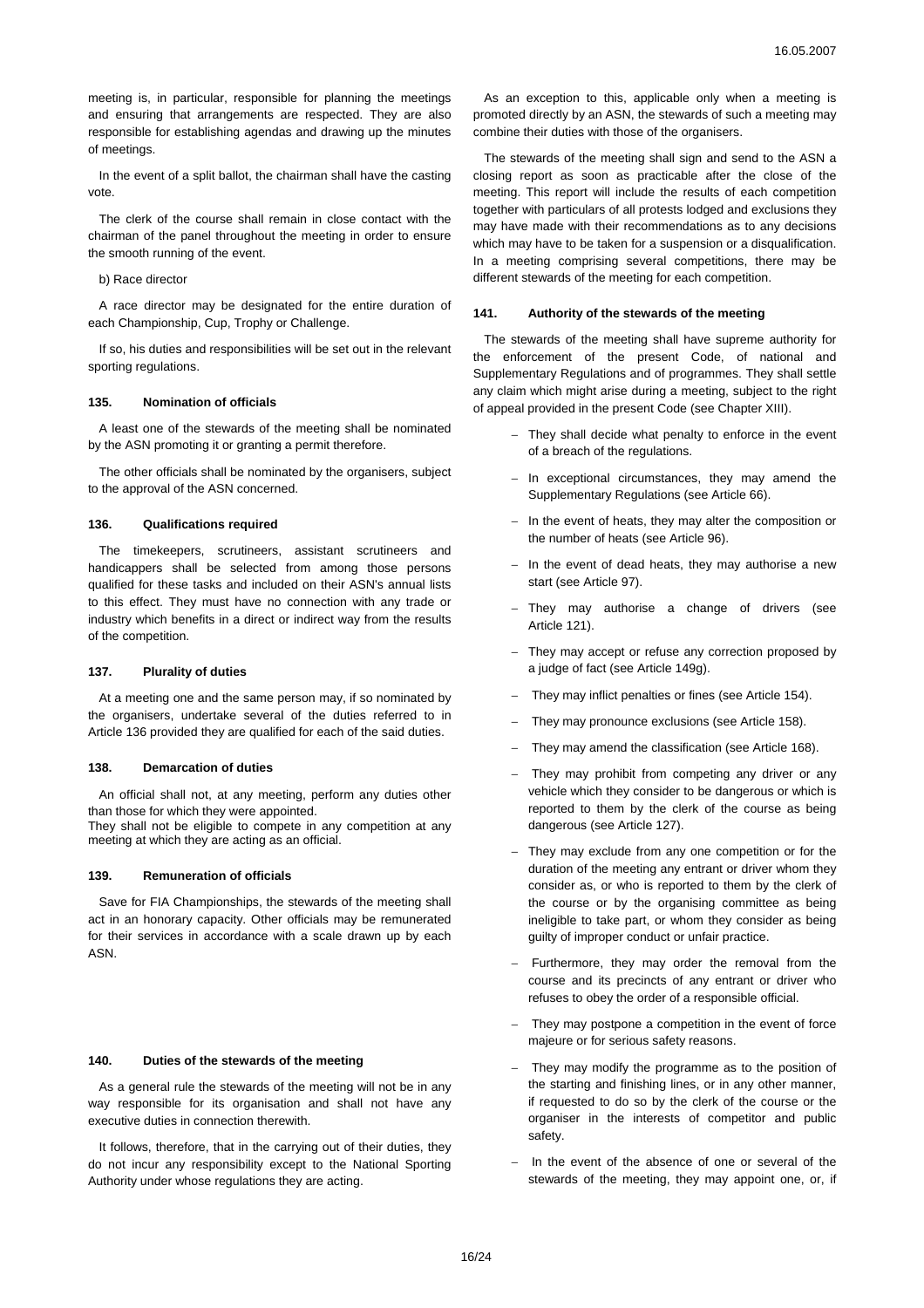meeting is, in particular, responsible for planning the meetings and ensuring that arrangements are respected. They are also responsible for establishing agendas and drawing up the minutes of meetings.

In the event of a split ballot, the chairman shall have the casting vote.

The clerk of the course shall remain in close contact with the chairman of the panel throughout the meeting in order to ensure the smooth running of the event.

b) Race director

A race director may be designated for the entire duration of each Championship, Cup, Trophy or Challenge.

If so, his duties and responsibilities will be set out in the relevant sporting regulations.

#### 135. Nomination of officials

A least one of the stewards of the meeting shall be nominated by the ASN promoting it or granting a permit therefore.

The other officials shall be nominated by the organisers, subject to the approval of the ASN concerned.

#### 136. Qualifications required

The timekeepers, scrutineers, assistant scrutineers and handicappers shall be selected from among those persons qualified for these tasks and included on their ASN's annual lists to this effect. They must have no connection with any trade or industry which benefits in a direct or indirect way from the results of the competition.

#### 137. Plurality of duties

At a meeting one and the same person may, if so nominated by the organisers, undertake several of the duties referred to in Article 136 provided they are qualified for each of the said duties.

#### 138. Demarcation of duties

An official shall not, at any meeting, perform any duties other than those for which they were appointed.
They shall not be eligible to compete in any competition at any meeting at which they are acting as an official.

#### 139. Remuneration of officials

Save for FIA Championships, the stewards of the meeting shall act in an honorary capacity. Other officials may be remunerated for their services in accordance with a scale drawn up by each ASN.

#### 140. Duties of the stewards of the meeting

As a general rule the stewards of the meeting will not be in any way responsible for its organisation and shall not have any executive duties in connection therewith.

It follows, therefore, that in the carrying out of their duties, they do not incur any responsibility except to the National Sporting Authority under whose regulations they are acting.

As an exception to this, applicable only when a meeting is promoted directly by an ASN, the stewards of such a meeting may combine their duties with those of the organisers.

The stewards of the meeting shall sign and send to the ASN a closing report as soon as practicable after the close of the meeting. This report will include the results of each competition together with particulars of all protests lodged and exclusions they may have made with their recommendations as to any decisions which may have to be taken for a suspension or a disqualification. In a meeting comprising several competitions, there may be different stewards of the meeting for each competition.

#### 141. Authority of the stewards of the meeting

The stewards of the meeting shall have supreme authority for the enforcement of the present Code, of national and Supplementary Regulations and of programmes. They shall settle any claim which might arise during a meeting, subject to the right of appeal provided in the present Code (see Chapter XIII).

- They shall decide what penalty to enforce in the event of a breach of the regulations.
- In exceptional circumstances, they may amend the Supplementary Regulations (see Article 66).
- In the event of heats, they may alter the composition or the number of heats (see Article 96).
- In the event of dead heats, they may authorise a new start (see Article 97).
- They may authorise a change of drivers (see Article 121).
- They may accept or refuse any correction proposed by a judge of fact (see Article 149g).
- They may inflict penalties or fines (see Article 154).
- They may pronounce exclusions (see Article 158).
- They may amend the classification (see Article 168).
- They may prohibit from competing any driver or any vehicle which they consider to be dangerous or which is reported to them by the clerk of the course as being dangerous (see Article 127).
- They may exclude from any one competition or for the duration of the meeting any entrant or driver whom they consider as, or who is reported to them by the clerk of the course or by the organising committee as being ineligible to take part, or whom they consider as being guilty of improper conduct or unfair practice.
- Furthermore, they may order the removal from the course and its precincts of any entrant or driver who refuses to obey the order of a responsible official.
- They may postpone a competition in the event of force majeure or for serious safety reasons.
- They may modify the programme as to the position of the starting and finishing lines, or in any other manner, if requested to do so by the clerk of the course or the organiser in the interests of competitor and public safety.
- In the event of the absence of one or several of the stewards of the meeting, they may appoint one, or, if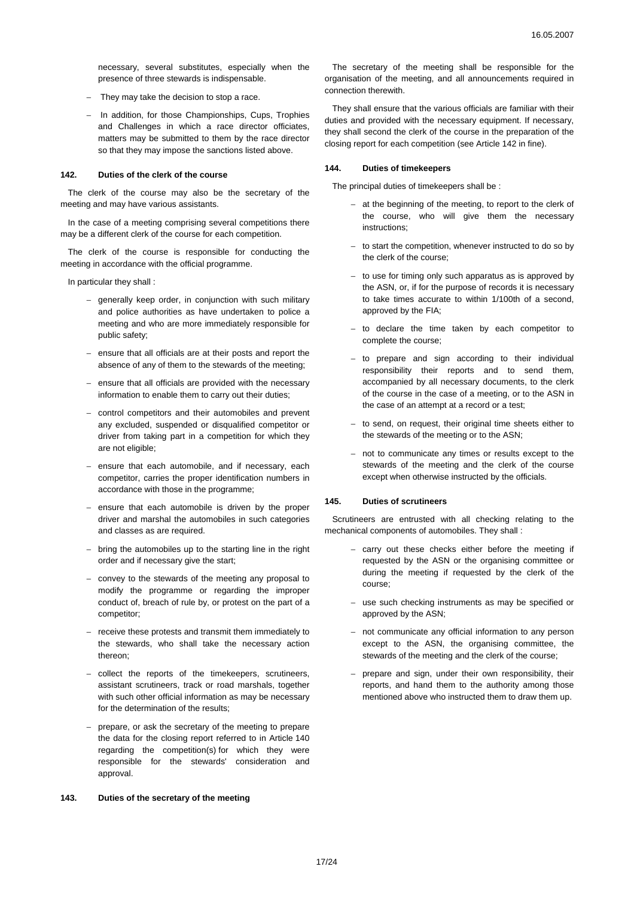necessary, several substitutes, especially when the presence of three stewards is indispensable.

- They may take the decision to stop a race.
- In addition, for those Championships, Cups, Trophies and Challenges in which a race director officiates, matters may be submitted to them by the race director so that they may impose the sanctions listed above.

#### 142. Duties of the clerk of the course

The clerk of the course may also be the secretary of the meeting and may have various assistants.

In the case of a meeting comprising several competitions there may be a different clerk of the course for each competition.

The clerk of the course is responsible for conducting the meeting in accordance with the official programme.

In particular they shall :

- generally keep order, in conjunction with such military and police authorities as have undertaken to police a meeting and who are more immediately responsible for public safety;
- ensure that all officials are at their posts and report the absence of any of them to the stewards of the meeting;
- ensure that all officials are provided with the necessary information to enable them to carry out their duties;
- control competitors and their automobiles and prevent any excluded, suspended or disqualified competitor or driver from taking part in a competition for which they are not eligible;
- ensure that each automobile, and if necessary, each competitor, carries the proper identification numbers in accordance with those in the programme;
- ensure that each automobile is driven by the proper driver and marshal the automobiles in such categories and classes as are required.
- bring the automobiles up to the starting line in the right order and if necessary give the start;
- convey to the stewards of the meeting any proposal to modify the programme or regarding the improper conduct of, breach of rule by, or protest on the part of a competitor;
- receive these protests and transmit them immediately to the stewards, who shall take the necessary action thereon;
- collect the reports of the timekeepers, scrutineers, assistant scrutineers, track or road marshals, together with such other official information as may be necessary for the determination of the results;
- prepare, or ask the secretary of the meeting to prepare the data for the closing report referred to in Article 140 regarding the competition(s) for which they were responsible for the stewards' consideration and approval.

#### 143. Duties of the secretary of the meeting

The secretary of the meeting shall be responsible for the organisation of the meeting, and all announcements required in connection therewith.

They shall ensure that the various officials are familiar with their duties and provided with the necessary equipment. If necessary, they shall second the clerk of the course in the preparation of the closing report for each competition (see Article 142 in fine).

#### 144. Duties of timekeepers

The principal duties of timekeepers shall be :

- at the beginning of the meeting, to report to the clerk of the course, who will give them the necessary instructions;
- to start the competition, whenever instructed to do so by the clerk of the course;
- to use for timing only such apparatus as is approved by the ASN, or, if for the purpose of records it is necessary to take times accurate to within 1/100th of a second, approved by the FIA;
- to declare the time taken by each competitor to complete the course;
- to prepare and sign according to their individual responsibility their reports and to send them, accompanied by all necessary documents, to the clerk of the course in the case of a meeting, or to the ASN in the case of an attempt at a record or a test;
- to send, on request, their original time sheets either to the stewards of the meeting or to the ASN;
- not to communicate any times or results except to the stewards of the meeting and the clerk of the course except when otherwise instructed by the officials.

#### 145. Duties of scrutineers

Scrutineers are entrusted with all checking relating to the mechanical components of automobiles. They shall :

- carry out these checks either before the meeting if requested by the ASN or the organising committee or during the meeting if requested by the clerk of the course;
- use such checking instruments as may be specified or approved by the ASN;
- not communicate any official information to any person except to the ASN, the organising committee, the stewards of the meeting and the clerk of the course;
- prepare and sign, under their own responsibility, their reports, and hand them to the authority among those mentioned above who instructed them to draw them up.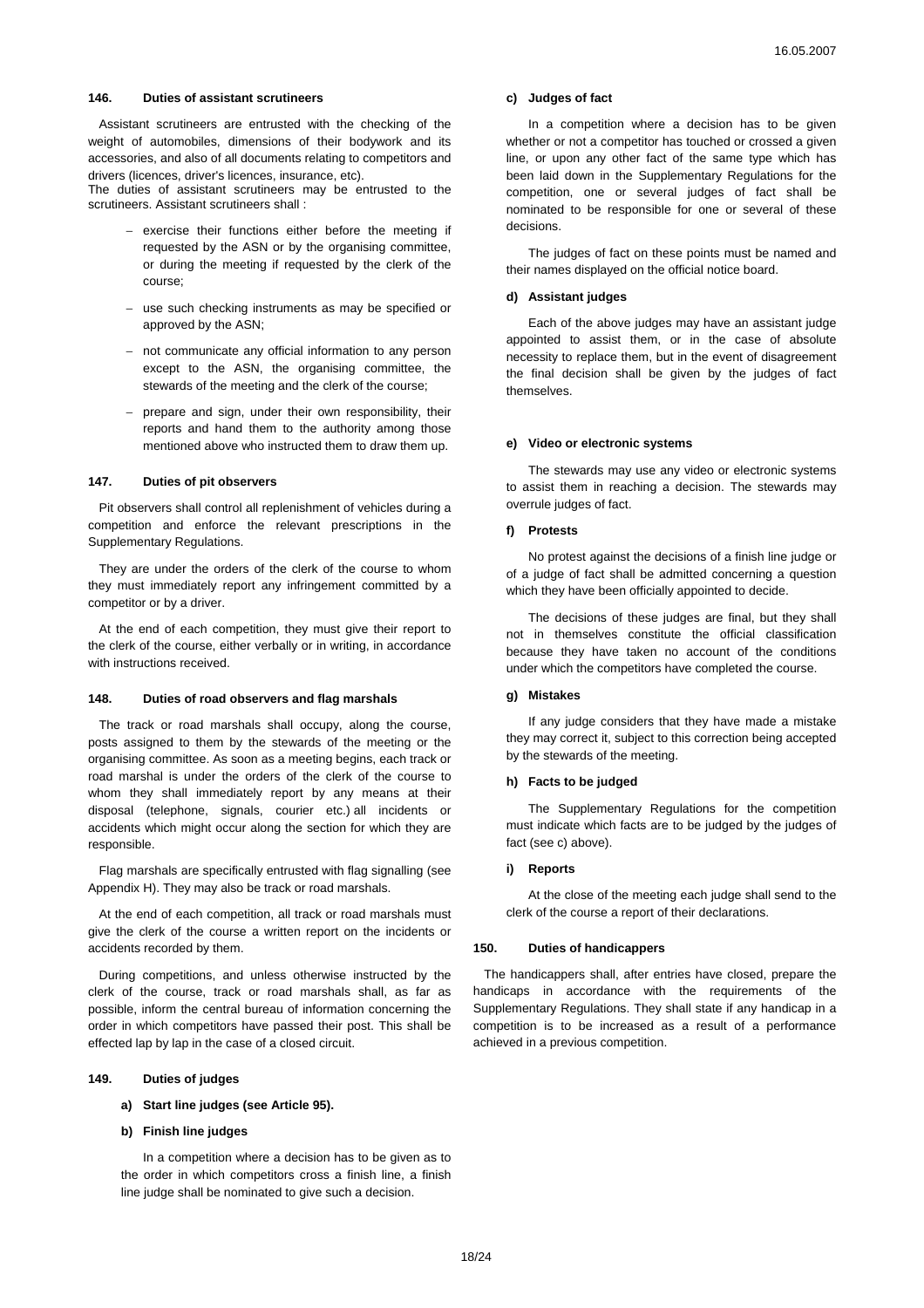### 146. Duties of assistant scrutineers

Assistant scrutineers are entrusted with the checking of the weight of automobiles, dimensions of their bodywork and its accessories, and also of all documents relating to competitors and drivers (licences, driver's licences, insurance, etc).
The duties of assistant scrutineers may be entrusted to the scrutineers. Assistant scrutineers shall :

- exercise their functions either before the meeting if requested by the ASN or by the organising committee, or during the meeting if requested by the clerk of the course;
- use such checking instruments as may be specified or approved by the ASN;
- not communicate any official information to any person except to the ASN, the organising committee, the stewards of the meeting and the clerk of the course;
- prepare and sign, under their own responsibility, their reports and hand them to the authority among those mentioned above who instructed them to draw them up.

### 147. Duties of pit observers

Pit observers shall control all replenishment of vehicles during a competition and enforce the relevant prescriptions in the Supplementary Regulations.

They are under the orders of the clerk of the course to whom they must immediately report any infringement committed by a competitor or by a driver.

At the end of each competition, they must give their report to the clerk of the course, either verbally or in writing, in accordance with instructions received.

### 148. Duties of road observers and flag marshals

The track or road marshals shall occupy, along the course, posts assigned to them by the stewards of the meeting or the organising committee. As soon as a meeting begins, each track or road marshal is under the orders of the clerk of the course to whom they shall immediately report by any means at their disposal (telephone, signals, courier etc.) all incidents or accidents which might occur along the section for which they are responsible.

Flag marshals are specifically entrusted with flag signalling (see Appendix H). They may also be track or road marshals.

At the end of each competition, all track or road marshals must give the clerk of the course a written report on the incidents or accidents recorded by them.

During competitions, and unless otherwise instructed by the clerk of the course, track or road marshals shall, as far as possible, inform the central bureau of information concerning the order in which competitors have passed their post. This shall be effected lap by lap in the case of a closed circuit.

### 149. Duties of judges

**a) Start line judges (see Article 95).**

**b) Finish line judges**

In a competition where a decision has to be given as to the order in which competitors cross a finish line, a finish line judge shall be nominated to give such a decision.

**c) Judges of fact**

In a competition where a decision has to be given whether or not a competitor has touched or crossed a given line, or upon any other fact of the same type which has been laid down in the Supplementary Regulations for the competition, one or several judges of fact shall be nominated to be responsible for one or several of these decisions.

The judges of fact on these points must be named and their names displayed on the official notice board.

**d) Assistant judges**

Each of the above judges may have an assistant judge appointed to assist them, or in the case of absolute necessity to replace them, but in the event of disagreement the final decision shall be given by the judges of fact themselves.

**e) Video or electronic systems**

The stewards may use any video or electronic systems to assist them in reaching a decision. The stewards may overrule judges of fact.

**f) Protests**

No protest against the decisions of a finish line judge or of a judge of fact shall be admitted concerning a question which they have been officially appointed to decide.

The decisions of these judges are final, but they shall not in themselves constitute the official classification because they have taken no account of the conditions under which the competitors have completed the course.

**g) Mistakes**

If any judge considers that they have made a mistake they may correct it, subject to this correction being accepted by the stewards of the meeting.

**h) Facts to be judged**

The Supplementary Regulations for the competition must indicate which facts are to be judged by the judges of fact (see c) above).

**i) Reports**

At the close of the meeting each judge shall send to the clerk of the course a report of their declarations.

### 150. Duties of handicappers

The handicappers shall, after entries have closed, prepare the handicaps in accordance with the requirements of the Supplementary Regulations. They shall state if any handicap in a competition is to be increased as a result of a performance achieved in a previous competition.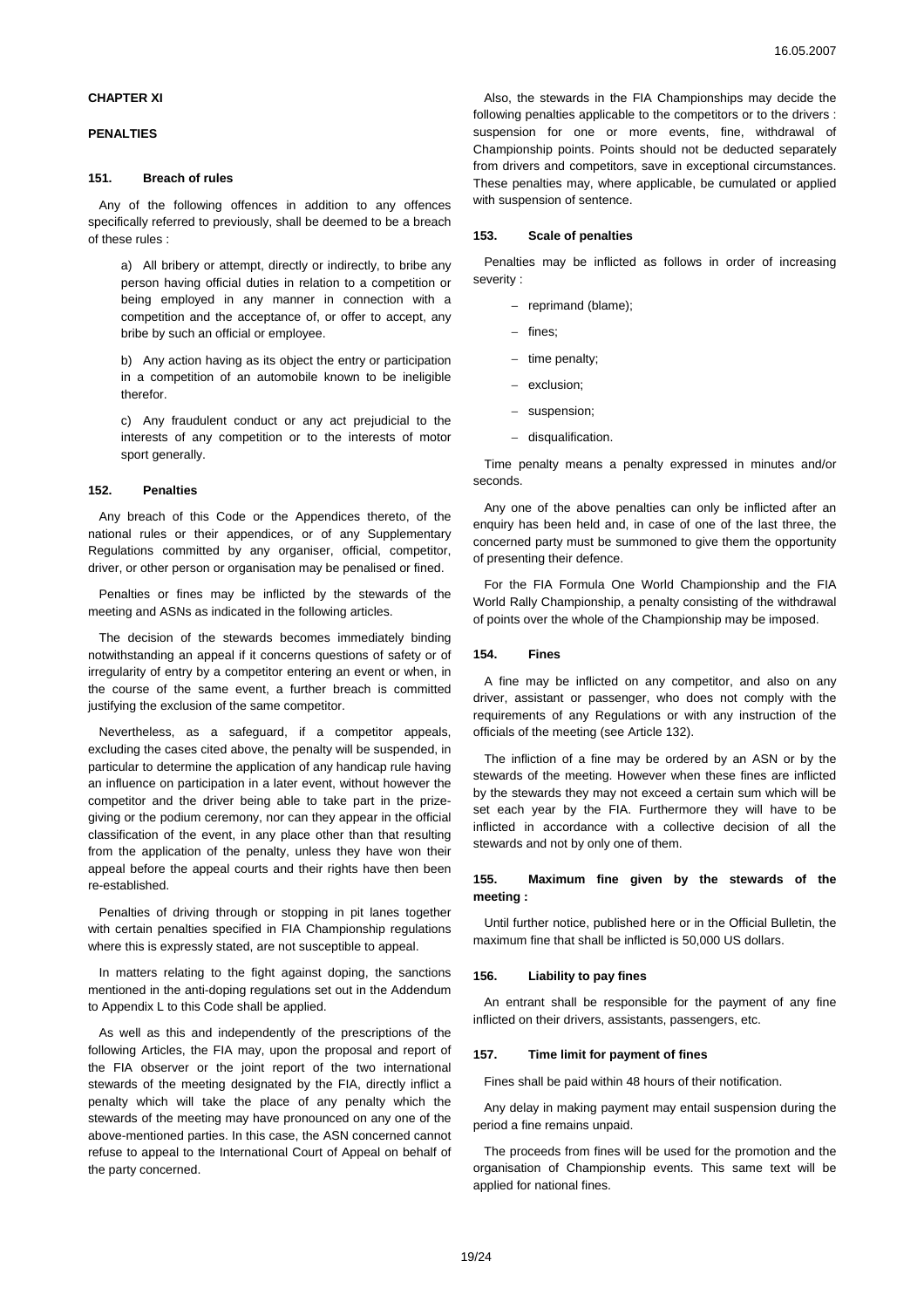## CHAPTER XI

## PENALTIES

### 151. Breach of rules

Any of the following offences in addition to any offences specifically referred to previously, shall be deemed to be a breach of these rules :

a) All bribery or attempt, directly or indirectly, to bribe any person having official duties in relation to a competition or being employed in any manner in connection with a competition and the acceptance of, or offer to accept, any bribe by such an official or employee.

b) Any action having as its object the entry or participation in a competition of an automobile known to be ineligible therefor.

c) Any fraudulent conduct or any act prejudicial to the interests of any competition or to the interests of motor sport generally.

### 152. Penalties

Any breach of this Code or the Appendices thereto, of the national rules or their appendices, or of any Supplementary Regulations committed by any organiser, official, competitor, driver, or other person or organisation may be penalised or fined.

Penalties or fines may be inflicted by the stewards of the meeting and ASNs as indicated in the following articles.

The decision of the stewards becomes immediately binding notwithstanding an appeal if it concerns questions of safety or of irregularity of entry by a competitor entering an event or when, in the course of the same event, a further breach is committed justifying the exclusion of the same competitor.

Nevertheless, as a safeguard, if a competitor appeals, excluding the cases cited above, the penalty will be suspended, in particular to determine the application of any handicap rule having an influence on participation in a later event, without however the competitor and the driver being able to take part in the prize-giving or the podium ceremony, nor can they appear in the official classification of the event, in any place other than that resulting from the application of the penalty, unless they have won their appeal before the appeal courts and their rights have then been re-established.

Penalties of driving through or stopping in pit lanes together with certain penalties specified in FIA Championship regulations where this is expressly stated, are not susceptible to appeal.

In matters relating to the fight against doping, the sanctions mentioned in the anti-doping regulations set out in the Addendum to Appendix L to this Code shall be applied.

As well as this and independently of the prescriptions of the following Articles, the FIA may, upon the proposal and report of the FIA observer or the joint report of the two international stewards of the meeting designated by the FIA, directly inflict a penalty which will take the place of any penalty which the stewards of the meeting may have pronounced on any one of the above-mentioned parties. In this case, the ASN concerned cannot refuse to appeal to the International Court of Appeal on behalf of the party concerned.

Also, the stewards in the FIA Championships may decide the following penalties applicable to the competitors or to the drivers : suspension for one or more events, fine, withdrawal of Championship points. Points should not be deducted separately from drivers and competitors, save in exceptional circumstances. These penalties may, where applicable, be cumulated or applied with suspension of sentence.

### 153. Scale of penalties

Penalties may be inflicted as follows in order of increasing severity :

- reprimand (blame);
- fines;
- time penalty;
- exclusion;
- suspension;
- disqualification.

Time penalty means a penalty expressed in minutes and/or seconds.

Any one of the above penalties can only be inflicted after an enquiry has been held and, in case of one of the last three, the concerned party must be summoned to give them the opportunity of presenting their defence.

For the FIA Formula One World Championship and the FIA World Rally Championship, a penalty consisting of the withdrawal of points over the whole of the Championship may be imposed.

### 154. Fines

A fine may be inflicted on any competitor, and also on any driver, assistant or passenger, who does not comply with the requirements of any Regulations or with any instruction of the officials of the meeting (see Article 132).

The infliction of a fine may be ordered by an ASN or by the stewards of the meeting. However when these fines are inflicted by the stewards they may not exceed a certain sum which will be set each year by the FIA. Furthermore they will have to be inflicted in accordance with a collective decision of all the stewards and not by only one of them.

### 155. Maximum fine given by the stewards of the meeting :

Until further notice, published here or in the Official Bulletin, the maximum fine that shall be inflicted is 50,000 US dollars.

### 156. Liability to pay fines

An entrant shall be responsible for the payment of any fine inflicted on their drivers, assistants, passengers, etc.

### 157. Time limit for payment of fines

Fines shall be paid within 48 hours of their notification.

Any delay in making payment may entail suspension during the period a fine remains unpaid.

The proceeds from fines will be used for the promotion and the organisation of Championship events. This same text will be applied for national fines.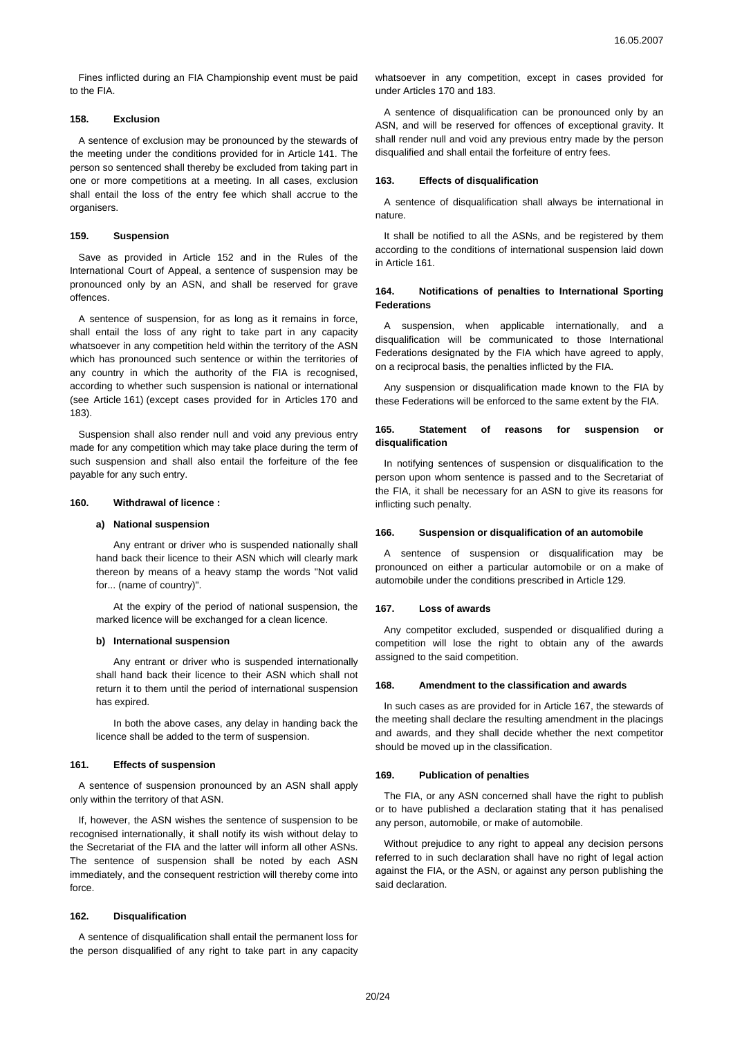Fines inflicted during an FIA Championship event must be paid to the FIA.

### 158. Exclusion

A sentence of exclusion may be pronounced by the stewards of the meeting under the conditions provided for in Article 141. The person so sentenced shall thereby be excluded from taking part in one or more competitions at a meeting. In all cases, exclusion shall entail the loss of the entry fee which shall accrue to the organisers.

### 159. Suspension

Save as provided in Article 152 and in the Rules of the International Court of Appeal, a sentence of suspension may be pronounced only by an ASN, and shall be reserved for grave offences.

A sentence of suspension, for as long as it remains in force, shall entail the loss of any right to take part in any capacity whatsoever in any competition held within the territory of the ASN which has pronounced such sentence or within the territories of any country in which the authority of the FIA is recognised, according to whether such suspension is national or international (see Article 161) (except cases provided for in Articles 170 and 183).

Suspension shall also render null and void any previous entry made for any competition which may take place during the term of such suspension and shall also entail the forfeiture of the fee payable for any such entry.

### 160. Withdrawal of licence :

**a) National suspension**

Any entrant or driver who is suspended nationally shall hand back their licence to their ASN which will clearly mark thereon by means of a heavy stamp the words "Not valid for... (name of country)".

At the expiry of the period of national suspension, the marked licence will be exchanged for a clean licence.

**b) International suspension**

Any entrant or driver who is suspended internationally shall hand back their licence to their ASN which shall not return it to them until the period of international suspension has expired.

In both the above cases, any delay in handing back the licence shall be added to the term of suspension.

### 161. Effects of suspension

A sentence of suspension pronounced by an ASN shall apply only within the territory of that ASN.

If, however, the ASN wishes the sentence of suspension to be recognised internationally, it shall notify its wish without delay to the Secretariat of the FIA and the latter will inform all other ASNs. The sentence of suspension shall be noted by each ASN immediately, and the consequent restriction will thereby come into force.

### 162. Disqualification

A sentence of disqualification shall entail the permanent loss for the person disqualified of any right to take part in any capacity whatsoever in any competition, except in cases provided for under Articles 170 and 183.

A sentence of disqualification can be pronounced only by an ASN, and will be reserved for offences of exceptional gravity. It shall render null and void any previous entry made by the person disqualified and shall entail the forfeiture of entry fees.

### 163. Effects of disqualification

A sentence of disqualification shall always be international in nature.

It shall be notified to all the ASNs, and be registered by them according to the conditions of international suspension laid down in Article 161.

### 164. Notifications of penalties to International Sporting Federations

A suspension, when applicable internationally, and a disqualification will be communicated to those International Federations designated by the FIA which have agreed to apply, on a reciprocal basis, the penalties inflicted by the FIA.

Any suspension or disqualification made known to the FIA by these Federations will be enforced to the same extent by the FIA.

### 165. Statement of reasons for suspension or disqualification

In notifying sentences of suspension or disqualification to the person upon whom sentence is passed and to the Secretariat of the FIA, it shall be necessary for an ASN to give its reasons for inflicting such penalty.

### 166. Suspension or disqualification of an automobile

A sentence of suspension or disqualification may be pronounced on either a particular automobile or on a make of automobile under the conditions prescribed in Article 129.

### 167. Loss of awards

Any competitor excluded, suspended or disqualified during a competition will lose the right to obtain any of the awards assigned to the said competition.

### 168. Amendment to the classification and awards

In such cases as are provided for in Article 167, the stewards of the meeting shall declare the resulting amendment in the placings and awards, and they shall decide whether the next competitor should be moved up in the classification.

### 169. Publication of penalties

The FIA, or any ASN concerned shall have the right to publish or to have published a declaration stating that it has penalised any person, automobile, or make of automobile.

Without prejudice to any right to appeal any decision persons referred to in such declaration shall have no right of legal action against the FIA, or the ASN, or against any person publishing the said declaration.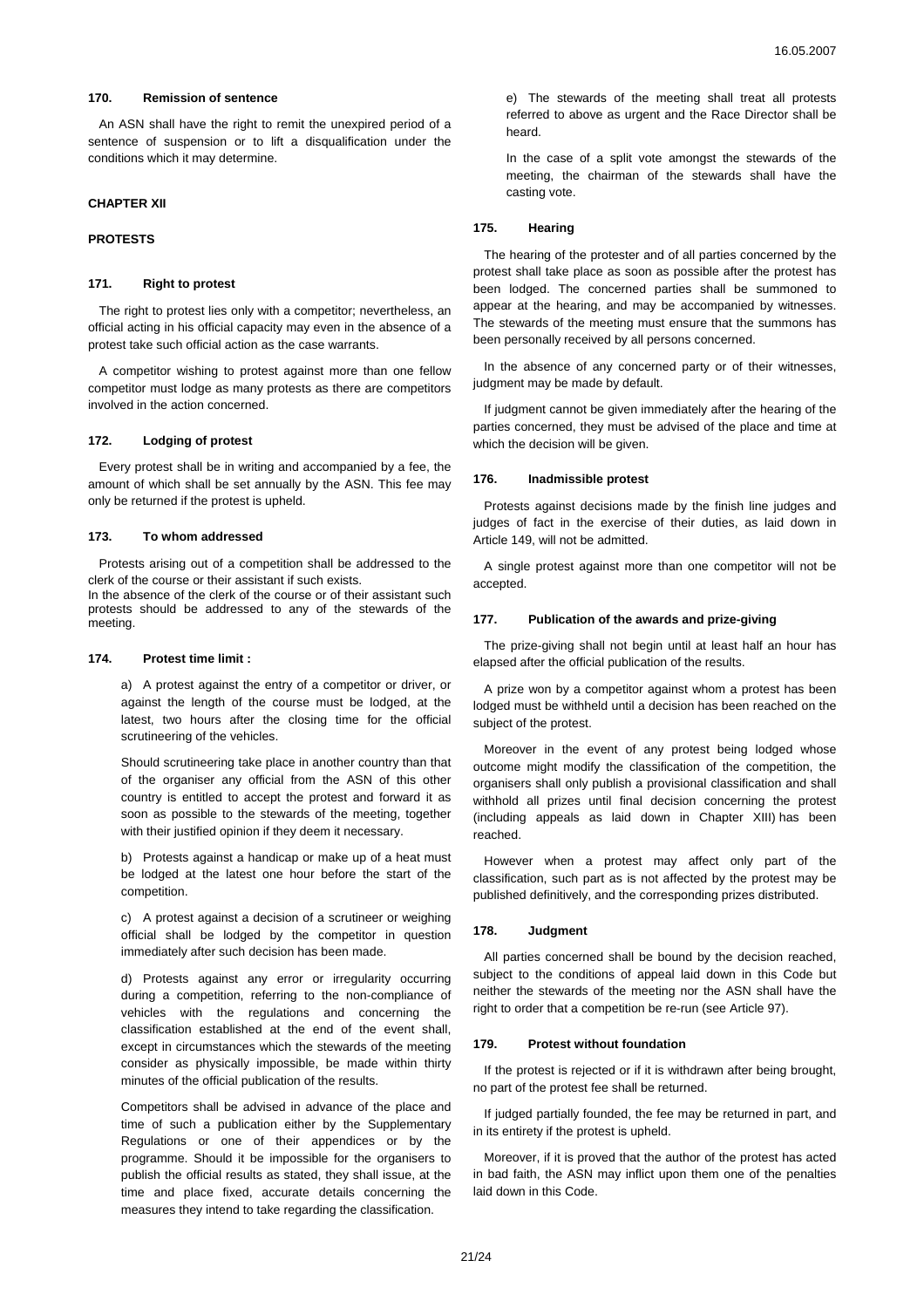### 170. Remission of sentence

An ASN shall have the right to remit the unexpired period of a sentence of suspension or to lift a disqualification under the conditions which it may determine.

## CHAPTER XII

## PROTESTS

### 171. Right to protest

The right to protest lies only with a competitor; nevertheless, an official acting in his official capacity may even in the absence of a protest take such official action as the case warrants.

A competitor wishing to protest against more than one fellow competitor must lodge as many protests as there are competitors involved in the action concerned.

### 172. Lodging of protest

Every protest shall be in writing and accompanied by a fee, the amount of which shall be set annually by the ASN. This fee may only be returned if the protest is upheld.

### 173. To whom addressed

Protests arising out of a competition shall be addressed to the clerk of the course or their assistant if such exists.
In the absence of the clerk of the course or of their assistant such protests should be addressed to any of the stewards of the meeting.

### 174. Protest time limit :

a) A protest against the entry of a competitor or driver, or against the length of the course must be lodged, at the latest, two hours after the closing time for the official scrutineering of the vehicles.

Should scrutineering take place in another country than that of the organiser any official from the ASN of this other country is entitled to accept the protest and forward it as soon as possible to the stewards of the meeting, together with their justified opinion if they deem it necessary.

b) Protests against a handicap or make up of a heat must be lodged at the latest one hour before the start of the competition.

c) A protest against a decision of a scrutineer or weighing official shall be lodged by the competitor in question immediately after such decision has been made.

d) Protests against any error or irregularity occurring during a competition, referring to the non-compliance of vehicles with the regulations and concerning the classification established at the end of the event shall, except in circumstances which the stewards of the meeting consider as physically impossible, be made within thirty minutes of the official publication of the results.

Competitors shall be advised in advance of the place and time of such a publication either by the Supplementary Regulations or one of their appendices or by the programme. Should it be impossible for the organisers to publish the official results as stated, they shall issue, at the time and place fixed, accurate details concerning the measures they intend to take regarding the classification.

e) The stewards of the meeting shall treat all protests referred to above as urgent and the Race Director shall be heard.

In the case of a split vote amongst the stewards of the meeting, the chairman of the stewards shall have the casting vote.

### 175. Hearing

The hearing of the protester and of all parties concerned by the protest shall take place as soon as possible after the protest has been lodged. The concerned parties shall be summoned to appear at the hearing, and may be accompanied by witnesses. The stewards of the meeting must ensure that the summons has been personally received by all persons concerned.

In the absence of any concerned party or of their witnesses, judgment may be made by default.

If judgment cannot be given immediately after the hearing of the parties concerned, they must be advised of the place and time at which the decision will be given.

### 176. Inadmissible protest

Protests against decisions made by the finish line judges and judges of fact in the exercise of their duties, as laid down in Article 149, will not be admitted.

A single protest against more than one competitor will not be accepted.

### 177. Publication of the awards and prize-giving

The prize-giving shall not begin until at least half an hour has elapsed after the official publication of the results.

A prize won by a competitor against whom a protest has been lodged must be withheld until a decision has been reached on the subject of the protest.

Moreover in the event of any protest being lodged whose outcome might modify the classification of the competition, the organisers shall only publish a provisional classification and shall withhold all prizes until final decision concerning the protest (including appeals as laid down in Chapter XIII) has been reached.

However when a protest may affect only part of the classification, such part as is not affected by the protest may be published definitively, and the corresponding prizes distributed.

### 178. Judgment

All parties concerned shall be bound by the decision reached, subject to the conditions of appeal laid down in this Code but neither the stewards of the meeting nor the ASN shall have the right to order that a competition be re-run (see Article 97).

### 179. Protest without foundation

If the protest is rejected or if it is withdrawn after being brought, no part of the protest fee shall be returned.

If judged partially founded, the fee may be returned in part, and in its entirety if the protest is upheld.

Moreover, if it is proved that the author of the protest has acted in bad faith, the ASN may inflict upon them one of the penalties laid down in this Code.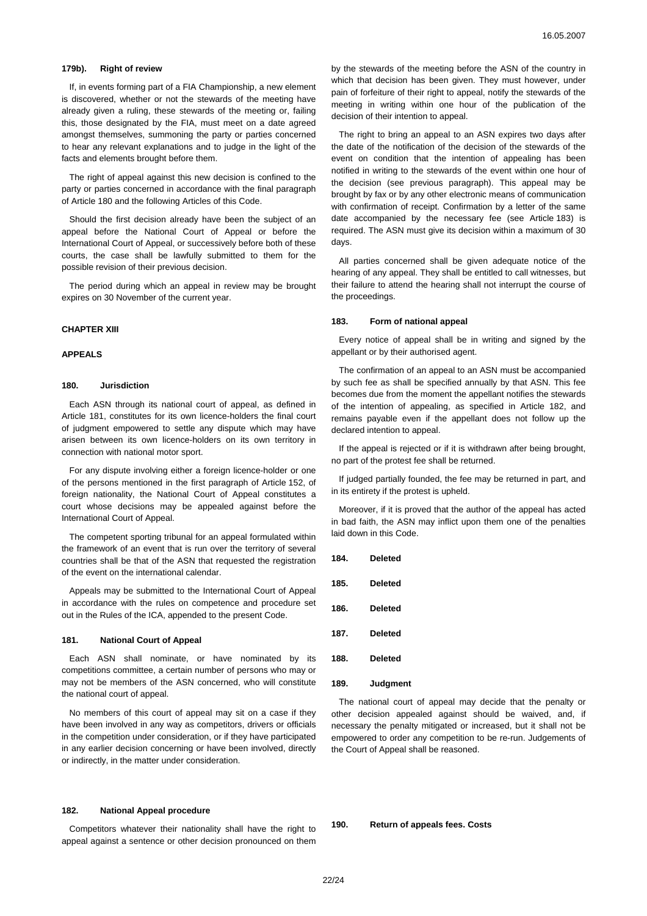#### 179b). Right of review

If, in events forming part of a FIA Championship, a new element is discovered, whether or not the stewards of the meeting have already given a ruling, these stewards of the meeting or, failing this, those designated by the FIA, must meet on a date agreed amongst themselves, summoning the party or parties concerned to hear any relevant explanations and to judge in the light of the facts and elements brought before them.

The right of appeal against this new decision is confined to the party or parties concerned in accordance with the final paragraph of Article 180 and the following Articles of this Code.

Should the first decision already have been the subject of an appeal before the National Court of Appeal or before the International Court of Appeal, or successively before both of these courts, the case shall be lawfully submitted to them for the possible revision of their previous decision.

The period during which an appeal in review may be brought expires on 30 November of the current year.

## CHAPTER XIII

## APPEALS

#### 180. Jurisdiction

Each ASN through its national court of appeal, as defined in Article 181, constitutes for its own licence-holders the final court of judgment empowered to settle any dispute which may have arisen between its own licence-holders on its own territory in connection with national motor sport.

For any dispute involving either a foreign licence-holder or one of the persons mentioned in the first paragraph of Article 152, of foreign nationality, the National Court of Appeal constitutes a court whose decisions may be appealed against before the International Court of Appeal.

The competent sporting tribunal for an appeal formulated within the framework of an event that is run over the territory of several countries shall be that of the ASN that requested the registration of the event on the international calendar.

Appeals may be submitted to the International Court of Appeal in accordance with the rules on competence and procedure set out in the Rules of the ICA, appended to the present Code.

#### 181. National Court of Appeal

Each ASN shall nominate, or have nominated by its competitions committee, a certain number of persons who may or may not be members of the ASN concerned, who will constitute the national court of appeal.

No members of this court of appeal may sit on a case if they have been involved in any way as competitors, drivers or officials in the competition under consideration, or if they have participated in any earlier decision concerning or have been involved, directly or indirectly, in the matter under consideration.

#### 182. National Appeal procedure

Competitors whatever their nationality shall have the right to appeal against a sentence or other decision pronounced on them by the stewards of the meeting before the ASN of the country in which that decision has been given. They must however, under pain of forfeiture of their right to appeal, notify the stewards of the meeting in writing within one hour of the publication of the decision of their intention to appeal.

The right to bring an appeal to an ASN expires two days after the date of the notification of the decision of the stewards of the event on condition that the intention of appealing has been notified in writing to the stewards of the event within one hour of the decision (see previous paragraph). This appeal may be brought by fax or by any other electronic means of communication with confirmation of receipt. Confirmation by a letter of the same date accompanied by the necessary fee (see Article 183) is required. The ASN must give its decision within a maximum of 30 days.

All parties concerned shall be given adequate notice of the hearing of any appeal. They shall be entitled to call witnesses, but their failure to attend the hearing shall not interrupt the course of the proceedings.

#### 183. Form of national appeal

Every notice of appeal shall be in writing and signed by the appellant or by their authorised agent.

The confirmation of an appeal to an ASN must be accompanied by such fee as shall be specified annually by that ASN. This fee becomes due from the moment the appellant notifies the stewards of the intention of appealing, as specified in Article 182, and remains payable even if the appellant does not follow up the declared intention to appeal.

If the appeal is rejected or if it is withdrawn after being brought, no part of the protest fee shall be returned.

If judged partially founded, the fee may be returned in part, and in its entirety if the protest is upheld.

Moreover, if it is proved that the author of the appeal has acted in bad faith, the ASN may inflict upon them one of the penalties laid down in this Code.

#### 184. Deleted

#### 185. Deleted

#### 186. Deleted

#### 187. Deleted

#### 188. Deleted

#### 189. Judgment

The national court of appeal may decide that the penalty or other decision appealed against should be waived, and, if necessary the penalty mitigated or increased, but it shall not be empowered to order any competition to be re-run. Judgements of the Court of Appeal shall be reasoned.

#### 190. Return of appeals fees. Costs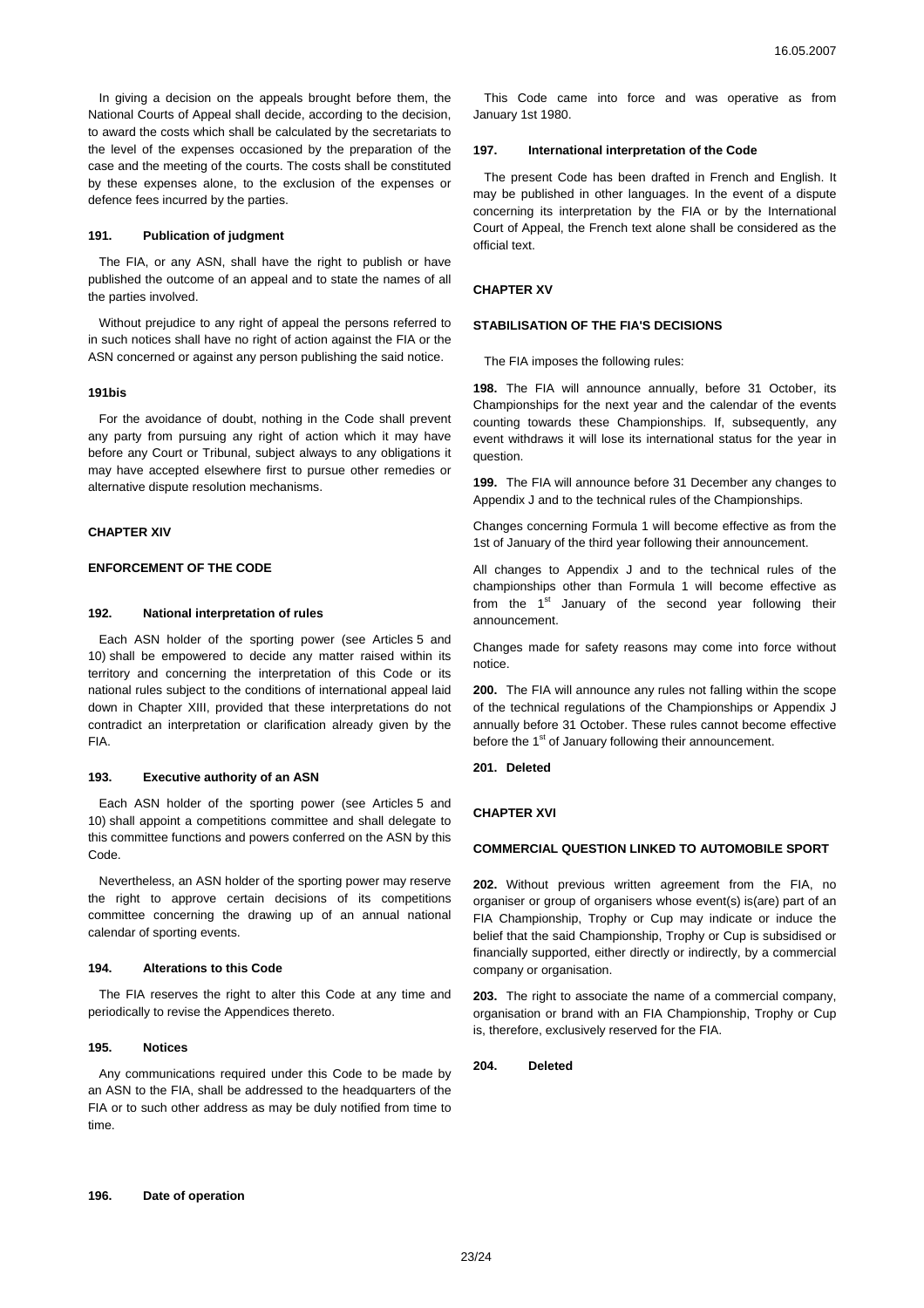In giving a decision on the appeals brought before them, the National Courts of Appeal shall decide, according to the decision, to award the costs which shall be calculated by the secretariats to the level of the expenses occasioned by the preparation of the case and the meeting of the courts. The costs shall be constituted by these expenses alone, to the exclusion of the expenses or defence fees incurred by the parties.

#### 191. Publication of judgment

The FIA, or any ASN, shall have the right to publish or have published the outcome of an appeal and to state the names of all the parties involved.

Without prejudice to any right of appeal the persons referred to in such notices shall have no right of action against the FIA or the ASN concerned or against any person publishing the said notice.

#### 191bis

For the avoidance of doubt, nothing in the Code shall prevent any party from pursuing any right of action which it may have before any Court or Tribunal, subject always to any obligations it may have accepted elsewhere first to pursue other remedies or alternative dispute resolution mechanisms.

## CHAPTER XIV

## ENFORCEMENT OF THE CODE

#### 192. National interpretation of rules

Each ASN holder of the sporting power (see Articles 5 and 10) shall be empowered to decide any matter raised within its territory and concerning the interpretation of this Code or its national rules subject to the conditions of international appeal laid down in Chapter XIII, provided that these interpretations do not contradict an interpretation or clarification already given by the FIA.

#### 193. Executive authority of an ASN

Each ASN holder of the sporting power (see Articles 5 and 10) shall appoint a competitions committee and shall delegate to this committee functions and powers conferred on the ASN by this Code.

Nevertheless, an ASN holder of the sporting power may reserve the right to approve certain decisions of its competitions committee concerning the drawing up of an annual national calendar of sporting events.

#### 194. Alterations to this Code

The FIA reserves the right to alter this Code at any time and periodically to revise the Appendices thereto.

#### 195. Notices

Any communications required under this Code to be made by an ASN to the FIA, shall be addressed to the headquarters of the FIA or to such other address as may be duly notified from time to time.

#### 196. Date of operation

This Code came into force and was operative as from January 1st 1980.

#### 197. International interpretation of the Code

The present Code has been drafted in French and English. It may be published in other languages. In the event of a dispute concerning its interpretation by the FIA or by the International Court of Appeal, the French text alone shall be considered as the official text.

## CHAPTER XV

## STABILISATION OF THE FIA'S DECISIONS

The FIA imposes the following rules:

**198.** The FIA will announce annually, before 31 October, its Championships for the next year and the calendar of the events counting towards these Championships. If, subsequently, any event withdraws it will lose its international status for the year in question.

**199.** The FIA will announce before 31 December any changes to Appendix J and to the technical rules of the Championships.

Changes concerning Formula 1 will become effective as from the 1st of January of the third year following their announcement.

All changes to Appendix J and to the technical rules of the championships other than Formula 1 will become effective as from the 1st January of the second year following their announcement.

Changes made for safety reasons may come into force without notice.

**200.** The FIA will announce any rules not falling within the scope of the technical regulations of the Championships or Appendix J annually before 31 October. These rules cannot become effective before the 1st of January following their announcement.

**201. Deleted**

## CHAPTER XVI

## COMMERCIAL QUESTION LINKED TO AUTOMOBILE SPORT

**202.** Without previous written agreement from the FIA, no organiser or group of organisers whose event(s) is(are) part of an FIA Championship, Trophy or Cup may indicate or induce the belief that the said Championship, Trophy or Cup is subsidised or financially supported, either directly or indirectly, by a commercial company or organisation.

**203.** The right to associate the name of a commercial company, organisation or brand with an FIA Championship, Trophy or Cup is, therefore, exclusively reserved for the FIA.

**204. Deleted**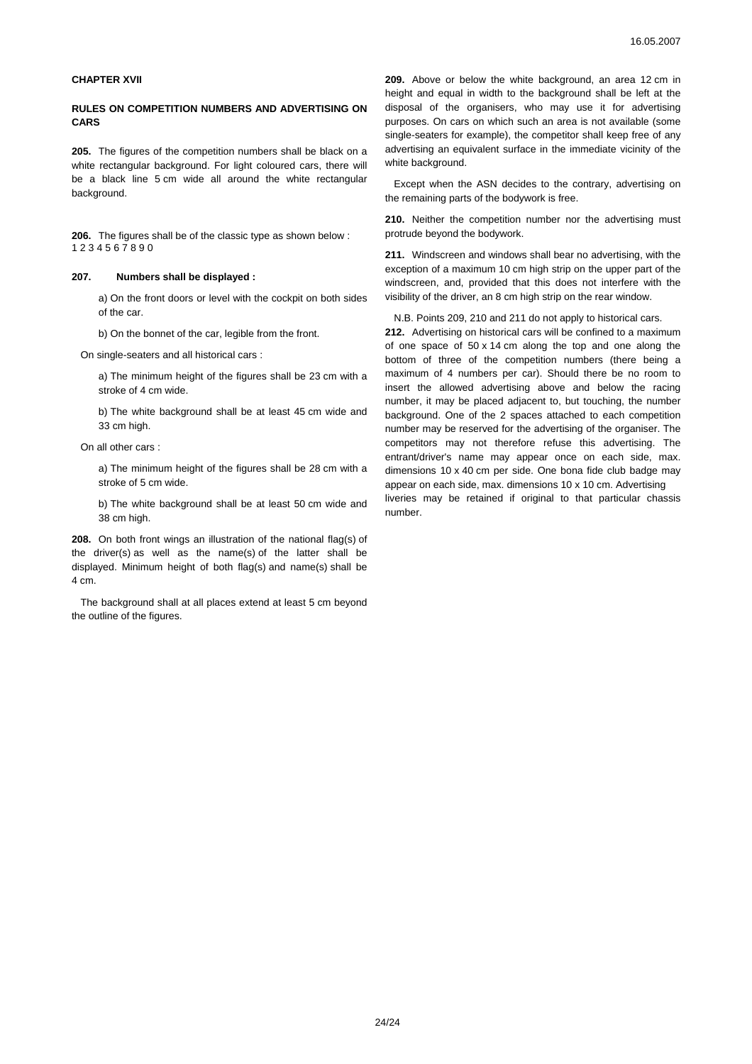**CHAPTER XVII**

**RULES ON COMPETITION NUMBERS AND ADVERTISING ON CARS**

**205.** The figures of the competition numbers shall be black on a white rectangular background. For light coloured cars, there will be a black line 5 cm wide all around the white rectangular background.

**206.** The figures shall be of the classic type as shown below :
1 2 3 4 5 6 7 8 9 0

**207. Numbers shall be displayed :**

a) On the front doors or level with the cockpit on both sides of the car.

b) On the bonnet of the car, legible from the front.

On single-seaters and all historical cars :

a) The minimum height of the figures shall be 23 cm with a stroke of 4 cm wide.

b) The white background shall be at least 45 cm wide and 33 cm high.

On all other cars :

a) The minimum height of the figures shall be 28 cm with a stroke of 5 cm wide.

b) The white background shall be at least 50 cm wide and 38 cm high.

**208.** On both front wings an illustration of the national flag(s) of the driver(s) as well as the name(s) of the latter shall be displayed. Minimum height of both flag(s) and name(s) shall be 4 cm.

The background shall at all places extend at least 5 cm beyond the outline of the figures.

**209.** Above or below the white background, an area 12 cm in height and equal in width to the background shall be left at the disposal of the organisers, who may use it for advertising purposes. On cars on which such an area is not available (some single-seaters for example), the competitor shall keep free of any advertising an equivalent surface in the immediate vicinity of the white background.

Except when the ASN decides to the contrary, advertising on the remaining parts of the bodywork is free.

**210.** Neither the competition number nor the advertising must protrude beyond the bodywork.

**211.** Windscreen and windows shall bear no advertising, with the exception of a maximum 10 cm high strip on the upper part of the windscreen, and, provided that this does not interfere with the visibility of the driver, an 8 cm high strip on the rear window.

N.B. Points 209, 210 and 211 do not apply to historical cars.

**212.** Advertising on historical cars will be confined to a maximum of one space of 50 x 14 cm along the top and one along the bottom of three of the competition numbers (there being a maximum of 4 numbers per car). Should there be no room to insert the allowed advertising above and below the racing number, it may be placed adjacent to, but touching, the number background. One of the 2 spaces attached to each competition number may be reserved for the advertising of the organiser. The competitors may not therefore refuse this advertising. The entrant/driver's name may appear once on each side, max. dimensions 10 x 40 cm per side. One bona fide club badge may appear on each side, max. dimensions 10 x 10 cm. Advertising liveries may be retained if original to that particular chassis number.